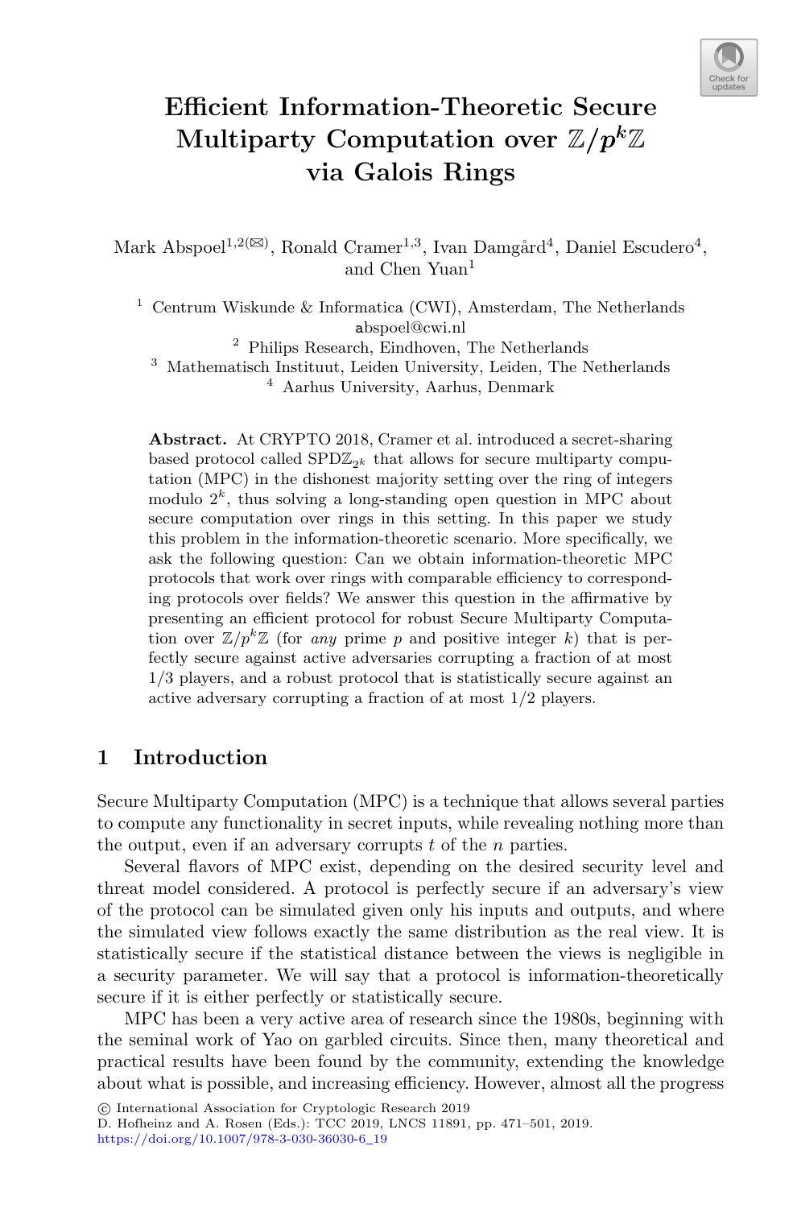# Efficient Information-Theoretic Secure Multiparty Computation over $\mathbb{Z}/p^k\mathbb{Z}$ via Galois Rings

Mark Abspoel[1,2(✉)], Ronald Cramer[1,3], Ivan Damgård[4], Daniel Escudero[4], and Chen Yuan[1]

[1] Centrum Wiskunde & Informatica (CWI), Amsterdam, The Netherlands
abspoel@cwi.nl

[2] Philips Research, Eindhoven, The Netherlands

[3] Mathematisch Instituut, Leiden University, Leiden, The Netherlands

[4] Aarhus University, Aarhus, Denmark

**Abstract.** At CRYPTO 2018, Cramer et al. introduced a secret-sharing based protocol called SPD$\mathbb{Z}_{2^k}$ that allows for secure multiparty computation (MPC) in the dishonest majority setting over the ring of integers modulo $2^k$, thus solving a long-standing open question in MPC about secure computation over rings in this setting. In this paper we study this problem in the information-theoretic scenario. More specifically, we ask the following question: Can we obtain information-theoretic MPC protocols that work over rings with comparable efficiency to corresponding protocols over fields? We answer this question in the affirmative by presenting an efficient protocol for robust Secure Multiparty Computation over $\mathbb{Z}/p^k\mathbb{Z}$ (for *any* prime $p$ and positive integer $k$) that is perfectly secure against active adversaries corrupting a fraction of at most 1/3 players, and a robust protocol that is statistically secure against an active adversary corrupting a fraction of at most 1/2 players.

## 1 Introduction

Secure Multiparty Computation (MPC) is a technique that allows several parties to compute any functionality in secret inputs, while revealing nothing more than the output, even if an adversary corrupts $t$ of the $n$ parties.

Several flavors of MPC exist, depending on the desired security level and threat model considered. A protocol is perfectly secure if an adversary's view of the protocol can be simulated given only his inputs and outputs, and where the simulated view follows exactly the same distribution as the real view. It is statistically secure if the statistical distance between the views is negligible in a security parameter. We will say that a protocol is information-theoretically secure if it is either perfectly or statistically secure.

MPC has been a very active area of research since the 1980s, beginning with the seminal work of Yao on garbled circuits. Since then, many theoretical and practical results have been found by the community, extending the knowledge about what is possible, and increasing efficiency. However, almost all the progress

© International Association for Cryptologic Research 2019
D. Hofheinz and A. Rosen (Eds.): TCC 2019, LNCS 11891, pp. 471–501, 2019.
https://doi.org/10.1007/978-3-030-36030-6_19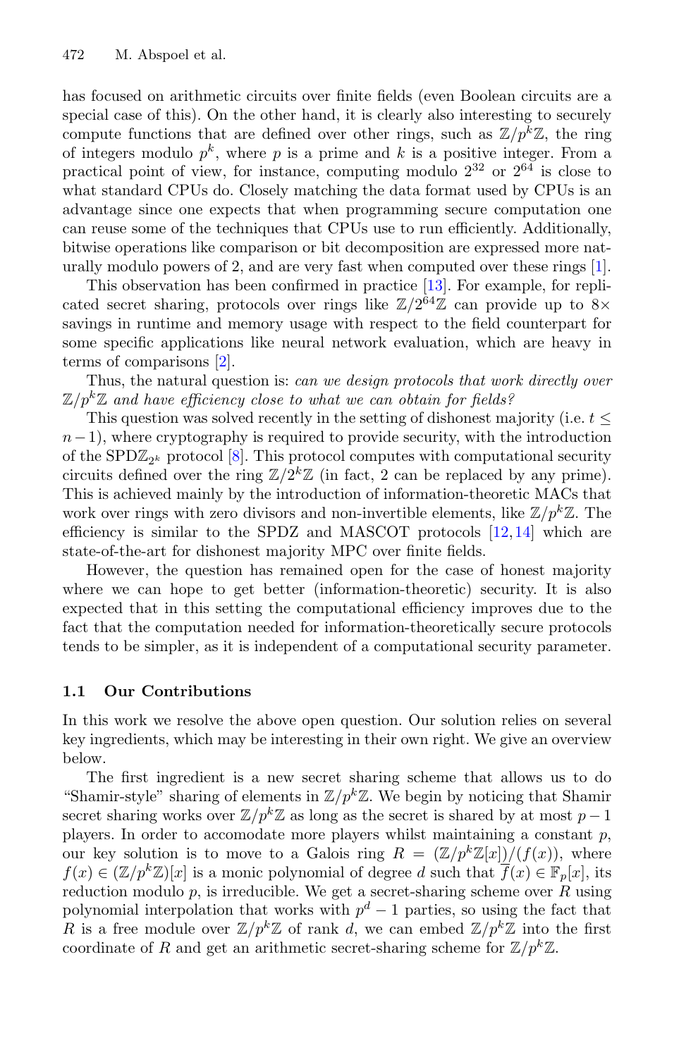has focused on arithmetic circuits over finite fields (even Boolean circuits are a special case of this). On the other hand, it is clearly also interesting to securely compute functions that are defined over other rings, such as $\mathbb{Z}/p^k\mathbb{Z}$, the ring of integers modulo $p^k$, where $p$ is a prime and $k$ is a positive integer. From a practical point of view, for instance, computing modulo $2^{32}$ or $2^{64}$ is close to what standard CPUs do. Closely matching the data format used by CPUs is an advantage since one expects that when programming secure computation one can reuse some of the techniques that CPUs use to run efficiently. Additionally, bitwise operations like comparison or bit decomposition are expressed more naturally modulo powers of 2, and are very fast when computed over these rings [1].

This observation has been confirmed in practice [13]. For example, for replicated secret sharing, protocols over rings like $\mathbb{Z}/2^{64}\mathbb{Z}$ can provide up to $8\times$ savings in runtime and memory usage with respect to the field counterpart for some specific applications like neural network evaluation, which are heavy in terms of comparisons [2].

Thus, the natural question is: *can we design protocols that work directly over $\mathbb{Z}/p^k\mathbb{Z}$ and have efficiency close to what we can obtain for fields?*

This question was solved recently in the setting of dishonest majority (i.e. $t \leq n-1$), where cryptography is required to provide security, with the introduction of the $\text{SPD}\mathbb{Z}_{2^k}$ protocol [8]. This protocol computes with computational security circuits defined over the ring $\mathbb{Z}/2^k\mathbb{Z}$ (in fact, 2 can be replaced by any prime). This is achieved mainly by the introduction of information-theoretic MACs that work over rings with zero divisors and non-invertible elements, like $\mathbb{Z}/p^k\mathbb{Z}$. The efficiency is similar to the SPDZ and MASCOT protocols [12,14] which are state-of-the-art for dishonest majority MPC over finite fields.

However, the question has remained open for the case of honest majority where we can hope to get better (information-theoretic) security. It is also expected that in this setting the computational efficiency improves due to the fact that the computation needed for information-theoretically secure protocols tends to be simpler, as it is independent of a computational security parameter.

### 1.1 Our Contributions

In this work we resolve the above open question. Our solution relies on several key ingredients, which may be interesting in their own right. We give an overview below.

The first ingredient is a new secret sharing scheme that allows us to do "Shamir-style" sharing of elements in $\mathbb{Z}/p^k\mathbb{Z}$. We begin by noticing that Shamir secret sharing works over $\mathbb{Z}/p^k\mathbb{Z}$ as long as the secret is shared by at most $p-1$ players. In order to accomodate more players whilst maintaining a constant $p$, our key solution is to move to a Galois ring $R = (\mathbb{Z}/p^k\mathbb{Z}[x])/(f(x))$, where $f(x) \in (\mathbb{Z}/p^k\mathbb{Z})[x]$ is a monic polynomial of degree $d$ such that $\overline{f}(x) \in \mathbb{F}_p[x]$, its reduction modulo $p$, is irreducible. We get a secret-sharing scheme over $R$ using polynomial interpolation that works with $p^d - 1$ parties, so using the fact that $R$ is a free module over $\mathbb{Z}/p^k\mathbb{Z}$ of rank $d$, we can embed $\mathbb{Z}/p^k\mathbb{Z}$ into the first coordinate of $R$ and get an arithmetic secret-sharing scheme for $\mathbb{Z}/p^k\mathbb{Z}$.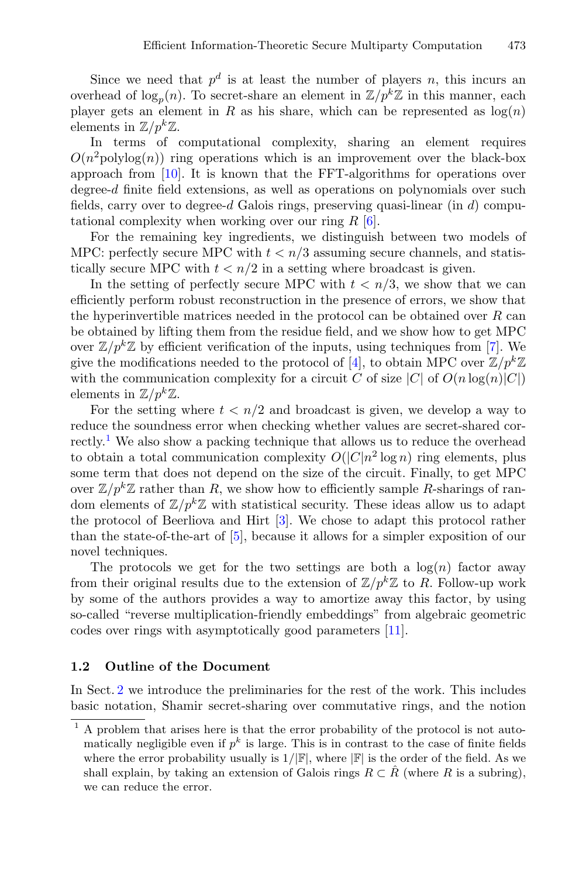Since we need that $p^d$ is at least the number of players $n$, this incurs an overhead of $\log_p(n)$. To secret-share an element in $\mathbb{Z}/p^k\mathbb{Z}$ in this manner, each player gets an element in $R$ as his share, which can be represented as $\log(n)$ elements in $\mathbb{Z}/p^k\mathbb{Z}$.

In terms of computational complexity, sharing an element requires $O(n^2\text{polylog}(n))$ ring operations which is an improvement over the black-box approach from [10]. It is known that the FFT-algorithms for operations over degree-$d$ finite field extensions, as well as operations on polynomials over such fields, carry over to degree-$d$ Galois rings, preserving quasi-linear (in $d$) computational complexity when working over our ring $R$ [6].

For the remaining key ingredients, we distinguish between two models of MPC: perfectly secure MPC with $t < n/3$ assuming secure channels, and statistically secure MPC with $t < n/2$ in a setting where broadcast is given.

In the setting of perfectly secure MPC with $t < n/3$, we show that we can efficiently perform robust reconstruction in the presence of errors, we show that the hyperinvertible matrices needed in the protocol can be obtained over $R$ can be obtained by lifting them from the residue field, and we show how to get MPC over $\mathbb{Z}/p^k\mathbb{Z}$ by efficient verification of the inputs, using techniques from [7]. We give the modifications needed to the protocol of [4], to obtain MPC over $\mathbb{Z}/p^k\mathbb{Z}$ with the communication complexity for a circuit $C$ of size $|C|$ of $O(n\log(n)|C|)$ elements in $\mathbb{Z}/p^k\mathbb{Z}$.

For the setting where $t < n/2$ and broadcast is given, we develop a way to reduce the soundness error when checking whether values are secret-shared correctly.[1] We also show a packing technique that allows us to reduce the overhead to obtain a total communication complexity $O(|C|n^2\log n)$ ring elements, plus some term that does not depend on the size of the circuit. Finally, to get MPC over $\mathbb{Z}/p^k\mathbb{Z}$ rather than $R$, we show how to efficiently sample $R$-sharings of random elements of $\mathbb{Z}/p^k\mathbb{Z}$ with statistical security. These ideas allow us to adapt the protocol of Beerliova and Hirt [3]. We chose to adapt this protocol rather than the state-of-the-art of [5], because it allows for a simpler exposition of our novel techniques.

The protocols we get for the two settings are both a $\log(n)$ factor away from their original results due to the extension of $\mathbb{Z}/p^k\mathbb{Z}$ to $R$. Follow-up work by some of the authors provides a way to amortize away this factor, by using so-called "reverse multiplication-friendly embeddings" from algebraic geometric codes over rings with asymptotically good parameters [11].

### 1.2 Outline of the Document

In Sect. 2 we introduce the preliminaries for the rest of the work. This includes basic notation, Shamir secret-sharing over commutative rings, and the notion

[1] A problem that arises here is that the error probability of the protocol is not automatically negligible even if $p^k$ is large. This is in contrast to the case of finite fields where the error probability usually is $1/|\mathbb{F}|$, where $|\mathbb{F}|$ is the order of the field. As we shall explain, by taking an extension of Galois rings $R \subset \hat{R}$ (where $R$ is a subring), we can reduce the error.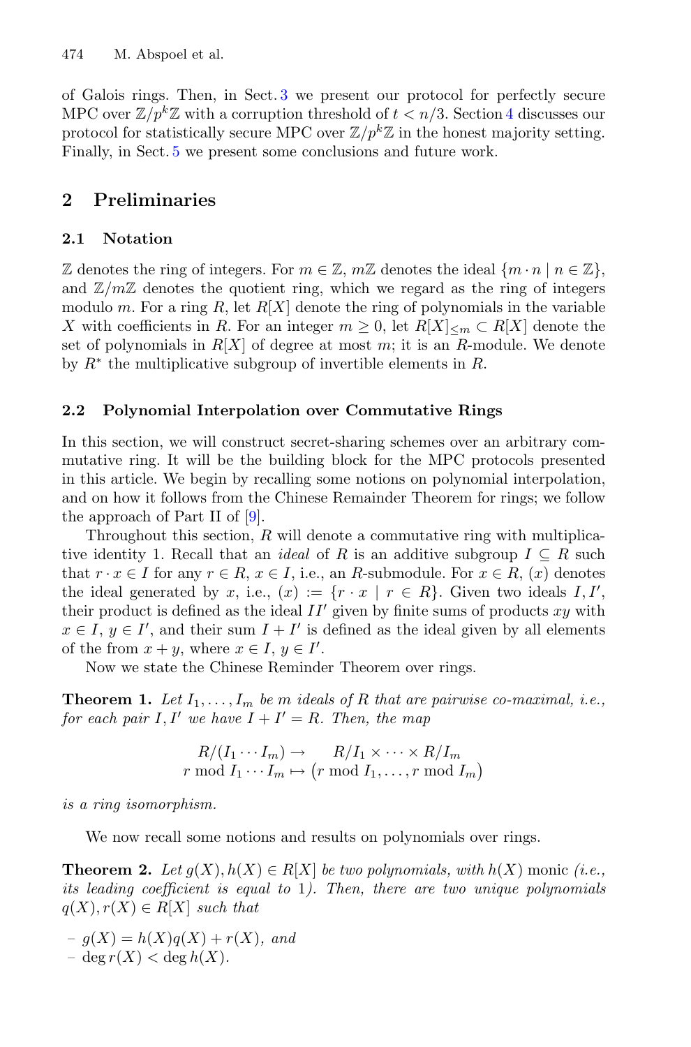of Galois rings. Then, in Sect. 3 we present our protocol for perfectly secure MPC over $\mathbb{Z}/p^k\mathbb{Z}$ with a corruption threshold of $t < n/3$. Section 4 discusses our protocol for statistically secure MPC over $\mathbb{Z}/p^k\mathbb{Z}$ in the honest majority setting. Finally, in Sect. 5 we present some conclusions and future work.

## 2 Preliminaries

### 2.1 Notation

$\mathbb{Z}$ denotes the ring of integers. For $m \in \mathbb{Z}$, $m\mathbb{Z}$ denotes the ideal $\{m \cdot n \mid n \in \mathbb{Z}\}$, and $\mathbb{Z}/m\mathbb{Z}$ denotes the quotient ring, which we regard as the ring of integers modulo $m$. For a ring $R$, let $R[X]$ denote the ring of polynomials in the variable $X$ with coefficients in $R$. For an integer $m \geq 0$, let $R[X]_{\leq m} \subset R[X]$ denote the set of polynomials in $R[X]$ of degree at most $m$; it is an $R$-module. We denote by $R^*$ the multiplicative subgroup of invertible elements in $R$.

### 2.2 Polynomial Interpolation over Commutative Rings

In this section, we will construct secret-sharing schemes over an arbitrary commutative ring. It will be the building block for the MPC protocols presented in this article. We begin by recalling some notions on polynomial interpolation, and on how it follows from the Chinese Remainder Theorem for rings; we follow the approach of Part II of [9].

Throughout this section, $R$ will denote a commutative ring with multiplicative identity 1. Recall that an *ideal* of $R$ is an additive subgroup $I \subseteq R$ such that $r \cdot x \in I$ for any $r \in R$, $x \in I$, i.e., an $R$-submodule. For $x \in R$, $(x)$ denotes the ideal generated by $x$, i.e., $(x) := \{r \cdot x \mid r \in R\}$. Given two ideals $I, I'$, their product is defined as the ideal $II'$ given by finite sums of products $xy$ with $x \in I$, $y \in I'$, and their sum $I + I'$ is defined as the ideal given by all elements of the from $x + y$, where $x \in I$, $y \in I'$.

Now we state the Chinese Reminder Theorem over rings.

**Theorem 1.** *Let $I_1, \dots, I_m$ be $m$ ideals of $R$ that are pairwise co-maximal, i.e., for each pair $I, I'$ we have $I + I' = R$. Then, the map*

$$\begin{aligned} R/(I_1 \cdots I_m) &\to \quad R/I_1 \times \cdots \times R/I_m \\ r \bmod I_1 \cdots I_m &\mapsto \big(r \bmod I_1, \dots, r \bmod I_m\big) \end{aligned}$$

*is a ring isomorphism.*

We now recall some notions and results on polynomials over rings.

**Theorem 2.** *Let $g(X), h(X) \in R[X]$ be two polynomials, with $h(X)$* monic *(i.e., its leading coefficient is equal to 1). Then, there are two unique polynomials $q(X), r(X) \in R[X]$ such that*

- *$g(X) = h(X)q(X) + r(X)$, and*
- *$\deg r(X) < \deg h(X)$.*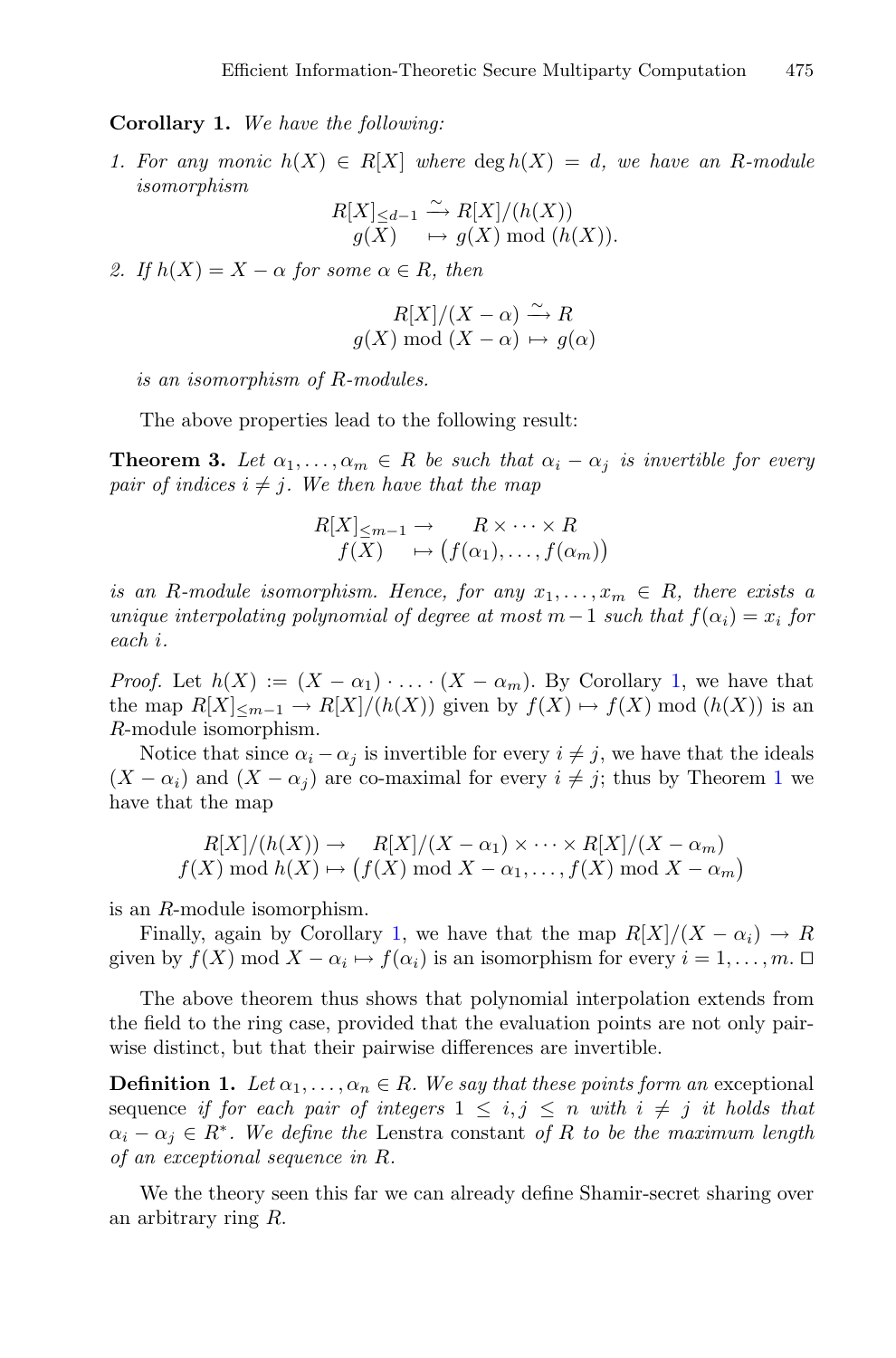**Corollary 1.** *We have the following:*

1. *For any monic $h(X) \in R[X]$ where $\deg h(X) = d$, we have an $R$-module isomorphism*

$$\begin{aligned} R[X]_{\leq d-1} &\xrightarrow{\sim} R[X]/(h(X)) \\ g(X) &\mapsto g(X) \bmod (h(X)). \end{aligned}$$

2. *If $h(X) = X - \alpha$ for some $\alpha \in R$, then*

$$\begin{aligned} R[X]/(X-\alpha) &\xrightarrow{\sim} R \\ g(X) \bmod (X-\alpha) &\mapsto g(\alpha) \end{aligned}$$

*is an isomorphism of $R$-modules.*

The above properties lead to the following result:

**Theorem 3.** *Let $\alpha_1, \ldots, \alpha_m \in R$ be such that $\alpha_i - \alpha_j$ is invertible for every pair of indices $i \neq j$. We then have that the map*

$$\begin{aligned} R[X]_{\leq m-1} &\rightarrow \quad R \times \cdots \times R \\ f(X) &\mapsto \big(f(\alpha_1), \ldots, f(\alpha_m)\big) \end{aligned}$$

*is an $R$-module isomorphism. Hence, for any $x_1, \ldots, x_m \in R$, there exists a unique interpolating polynomial of degree at most $m-1$ such that $f(\alpha_i) = x_i$ for each $i$.*

*Proof.* Let $h(X) := (X - \alpha_1) \cdot \ldots \cdot (X - \alpha_m)$. By Corollary 1, we have that the map $R[X]_{\leq m-1} \rightarrow R[X]/(h(X))$ given by $f(X) \mapsto f(X) \bmod (h(X))$ is an $R$-module isomorphism.

Notice that since $\alpha_i - \alpha_j$ is invertible for every $i \neq j$, we have that the ideals $(X - \alpha_i)$ and $(X - \alpha_j)$ are co-maximal for every $i \neq j$; thus by Theorem 1 we have that the map

$$\begin{aligned} R[X]/(h(X)) &\rightarrow \quad R[X]/(X-\alpha_1) \times \cdots \times R[X]/(X-\alpha_m) \\ f(X) \bmod h(X) &\mapsto \big(f(X) \bmod X - \alpha_1, \ldots, f(X) \bmod X - \alpha_m\big) \end{aligned}$$

is an $R$-module isomorphism.

Finally, again by Corollary 1, we have that the map $R[X]/(X - \alpha_i) \rightarrow R$ given by $f(X) \bmod X - \alpha_i \mapsto f(\alpha_i)$ is an isomorphism for every $i = 1, \ldots, m$. □

The above theorem thus shows that polynomial interpolation extends from the field to the ring case, provided that the evaluation points are not only pairwise distinct, but that their pairwise differences are invertible.

**Definition 1.** *Let $\alpha_1, \ldots, \alpha_n \in R$. We say that these points form an* exceptional sequence *if for each pair of integers $1 \leq i, j \leq n$ with $i \neq j$ it holds that $\alpha_i - \alpha_j \in R^*$. We define the* Lenstra constant *of $R$ to be the maximum length of an exceptional sequence in $R$.*

We the theory seen this far we can already define Shamir-secret sharing over an arbitrary ring $R$.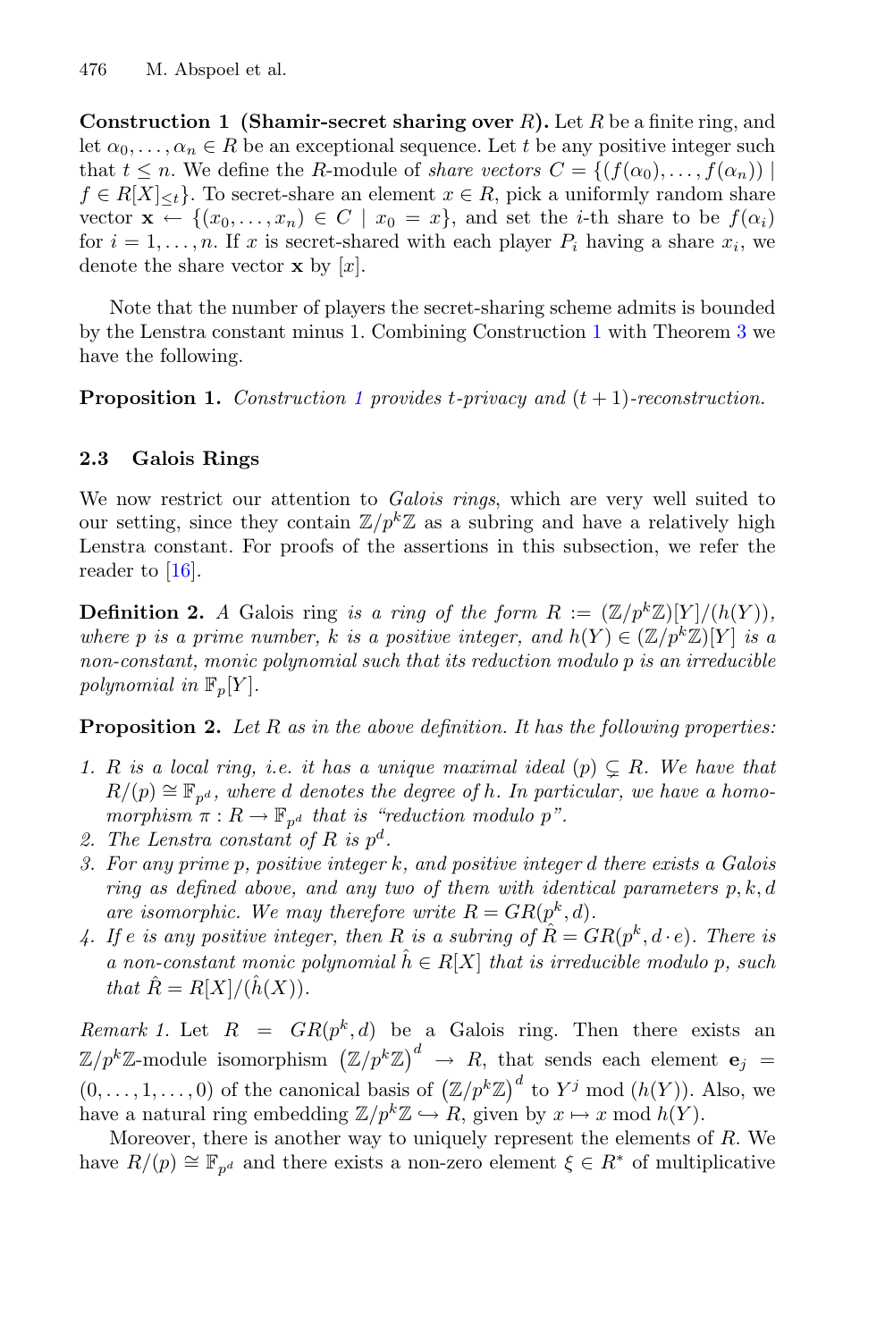**Construction 1 (Shamir-secret sharing over $R$).** Let $R$ be a finite ring, and let $\alpha_0, \ldots, \alpha_n \in R$ be an exceptional sequence. Let $t$ be any positive integer such that $t \leq n$. We define the $R$-module of *share vectors* $C = \{(f(\alpha_0), \ldots, f(\alpha_n)) \mid f \in R[X]_{\leq t}\}$. To secret-share an element $x \in R$, pick a uniformly random share vector $\mathbf{x} \leftarrow \{(x_0, \ldots, x_n) \in C \mid x_0 = x\}$, and set the $i$-th share to be $f(\alpha_i)$ for $i = 1, \ldots, n$. If $x$ is secret-shared with each player $P_i$ having a share $x_i$, we denote the share vector $\mathbf{x}$ by $[x]$.

Note that the number of players the secret-sharing scheme admits is bounded by the Lenstra constant minus 1. Combining Construction 1 with Theorem 3 we have the following.

**Proposition 1.** *Construction 1 provides $t$-privacy and $(t+1)$-reconstruction.*

### 2.3 Galois Rings

We now restrict our attention to *Galois rings*, which are very well suited to our setting, since they contain $\mathbb{Z}/p^k\mathbb{Z}$ as a subring and have a relatively high Lenstra constant. For proofs of the assertions in this subsection, we refer the reader to [16].

**Definition 2.** *A* Galois ring *is a ring of the form $R := (\mathbb{Z}/p^k\mathbb{Z})[Y]/(h(Y))$, where $p$ is a prime number, $k$ is a positive integer, and $h(Y) \in (\mathbb{Z}/p^k\mathbb{Z})[Y]$ is a non-constant, monic polynomial such that its reduction modulo $p$ is an irreducible polynomial in $\mathbb{F}_p[Y]$.*

**Proposition 2.** *Let $R$ as in the above definition. It has the following properties:*

1. *$R$ is a local ring, i.e. it has a unique maximal ideal $(p) \subsetneq R$. We have that $R/(p) \cong \mathbb{F}_{p^d}$, where $d$ denotes the degree of $h$. In particular, we have a homomorphism $\pi : R \to \mathbb{F}_{p^d}$ that is "reduction modulo $p$".*
2. *The Lenstra constant of $R$ is $p^d$.*
3. *For any prime $p$, positive integer $k$, and positive integer $d$ there exists a Galois ring as defined above, and any two of them with identical parameters $p, k, d$ are isomorphic. We may therefore write $R = GR(p^k, d)$.*
4. *If $e$ is any positive integer, then $R$ is a subring of $\hat{R} = GR(p^k, d \cdot e)$. There is a non-constant monic polynomial $\hat{h} \in R[X]$ that is irreducible modulo $p$, such that $\hat{R} = R[X]/(\hat{h}(X))$.*

*Remark 1.* Let $R = GR(p^k, d)$ be a Galois ring. Then there exists an $\mathbb{Z}/p^k\mathbb{Z}$-module isomorphism $\left(\mathbb{Z}/p^k\mathbb{Z}\right)^d \to R$, that sends each element $\mathbf{e}_j = (0, \ldots, 1, \ldots, 0)$ of the canonical basis of $\left(\mathbb{Z}/p^k\mathbb{Z}\right)^d$ to $Y^j \bmod (h(Y))$. Also, we have a natural ring embedding $\mathbb{Z}/p^k\mathbb{Z} \hookrightarrow R$, given by $x \mapsto x \bmod h(Y)$.

Moreover, there is another way to uniquely represent the elements of $R$. We have $R/(p) \cong \mathbb{F}_{p^d}$ and there exists a non-zero element $\xi \in R^*$ of multiplicative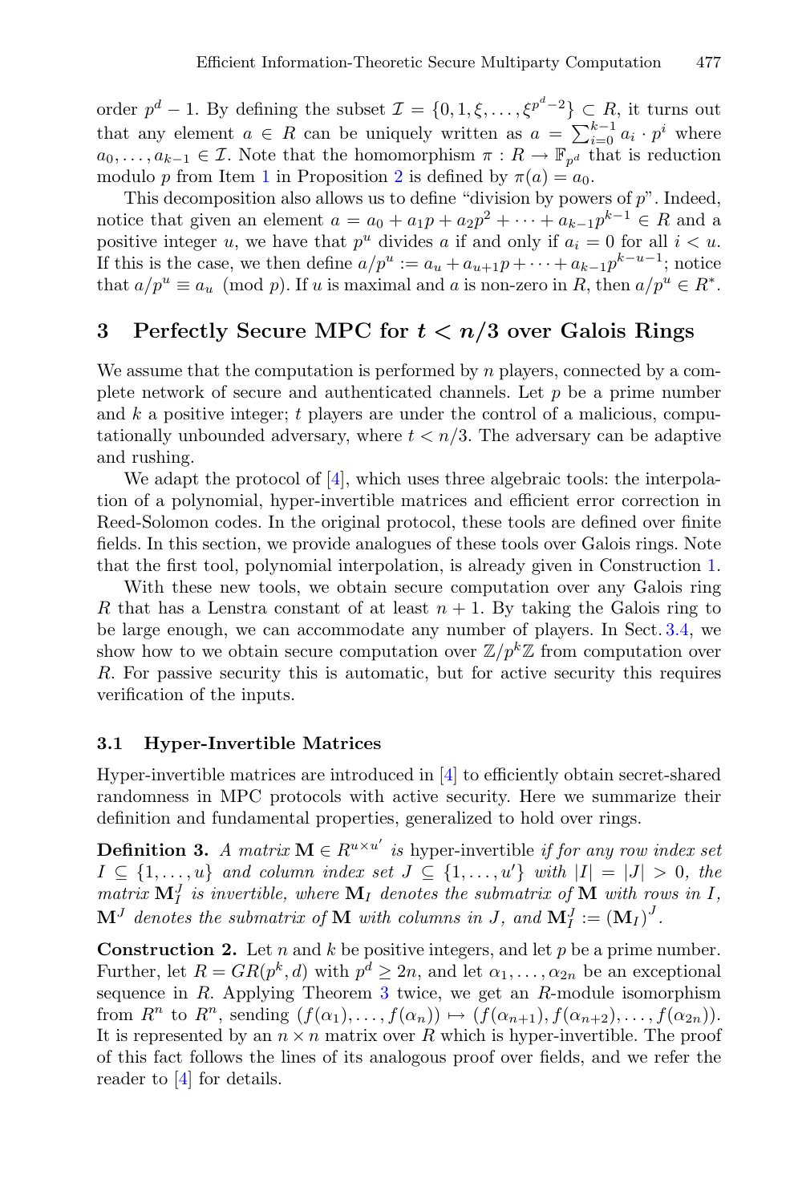order $p^d - 1$. By defining the subset $\mathcal{I} = \{0, 1, \xi, \dots, \xi^{p^d-2}\} \subset R$, it turns out that any element $a \in R$ can be uniquely written as $a = \sum_{i=0}^{k-1} a_i \cdot p^i$ where $a_0, \dots, a_{k-1} \in \mathcal{I}$. Note that the homomorphism $\pi : R \to \mathbb{F}_{p^d}$ that is reduction modulo $p$ from Item 1 in Proposition 2 is defined by $\pi(a) = a_0$.

This decomposition also allows us to define "division by powers of $p$". Indeed, notice that given an element $a = a_0 + a_1 p + a_2 p^2 + \cdots + a_{k-1} p^{k-1} \in R$ and a positive integer $u$, we have that $p^u$ divides $a$ if and only if $a_i = 0$ for all $i < u$. If this is the case, we then define $a/p^u := a_u + a_{u+1} p + \cdots + a_{k-1} p^{k-u-1}$; notice that $a/p^u \equiv a_u \pmod{p}$. If $u$ is maximal and $a$ is non-zero in $R$, then $a/p^u \in R^*$.

## 3 Perfectly Secure MPC for $t < n/3$ over Galois Rings

We assume that the computation is performed by $n$ players, connected by a complete network of secure and authenticated channels. Let $p$ be a prime number and $k$ a positive integer; $t$ players are under the control of a malicious, computationally unbounded adversary, where $t < n/3$. The adversary can be adaptive and rushing.

We adapt the protocol of [4], which uses three algebraic tools: the interpolation of a polynomial, hyper-invertible matrices and efficient error correction in Reed-Solomon codes. In the original protocol, these tools are defined over finite fields. In this section, we provide analogues of these tools over Galois rings. Note that the first tool, polynomial interpolation, is already given in Construction 1.

With these new tools, we obtain secure computation over any Galois ring $R$ that has a Lenstra constant of at least $n + 1$. By taking the Galois ring to be large enough, we can accommodate any number of players. In Sect. 3.4, we show how to we obtain secure computation over $\mathbb{Z}/p^k\mathbb{Z}$ from computation over $R$. For passive security this is automatic, but for active security this requires verification of the inputs.

### 3.1 Hyper-Invertible Matrices

Hyper-invertible matrices are introduced in [4] to efficiently obtain secret-shared randomness in MPC protocols with active security. Here we summarize their definition and fundamental properties, generalized to hold over rings.

**Definition 3.** *A matrix $\mathbf{M} \in R^{u \times u'}$ is* hyper-invertible *if for any row index set $I \subseteq \{1, \dots, u\}$ and column index set $J \subseteq \{1, \dots, u'\}$ with $|I| = |J| > 0$, the matrix $\mathbf{M}_I^J$ is invertible, where $\mathbf{M}_I$ denotes the submatrix of $\mathbf{M}$ with rows in $I$, $\mathbf{M}^J$ denotes the submatrix of $\mathbf{M}$ with columns in $J$, and $\mathbf{M}_I^J := (\mathbf{M}_I)^J$.*

**Construction 2.** Let $n$ and $k$ be positive integers, and let $p$ be a prime number. Further, let $R = GR(p^k, d)$ with $p^d \geq 2n$, and let $\alpha_1, \dots, \alpha_{2n}$ be an exceptional sequence in $R$. Applying Theorem 3 twice, we get an $R$-module isomorphism from $R^n$ to $R^n$, sending $(f(\alpha_1), \dots, f(\alpha_n)) \mapsto (f(\alpha_{n+1}), f(\alpha_{n+2}), \dots, f(\alpha_{2n}))$. It is represented by an $n \times n$ matrix over $R$ which is hyper-invertible. The proof of this fact follows the lines of its analogous proof over fields, and we refer the reader to [4] for details.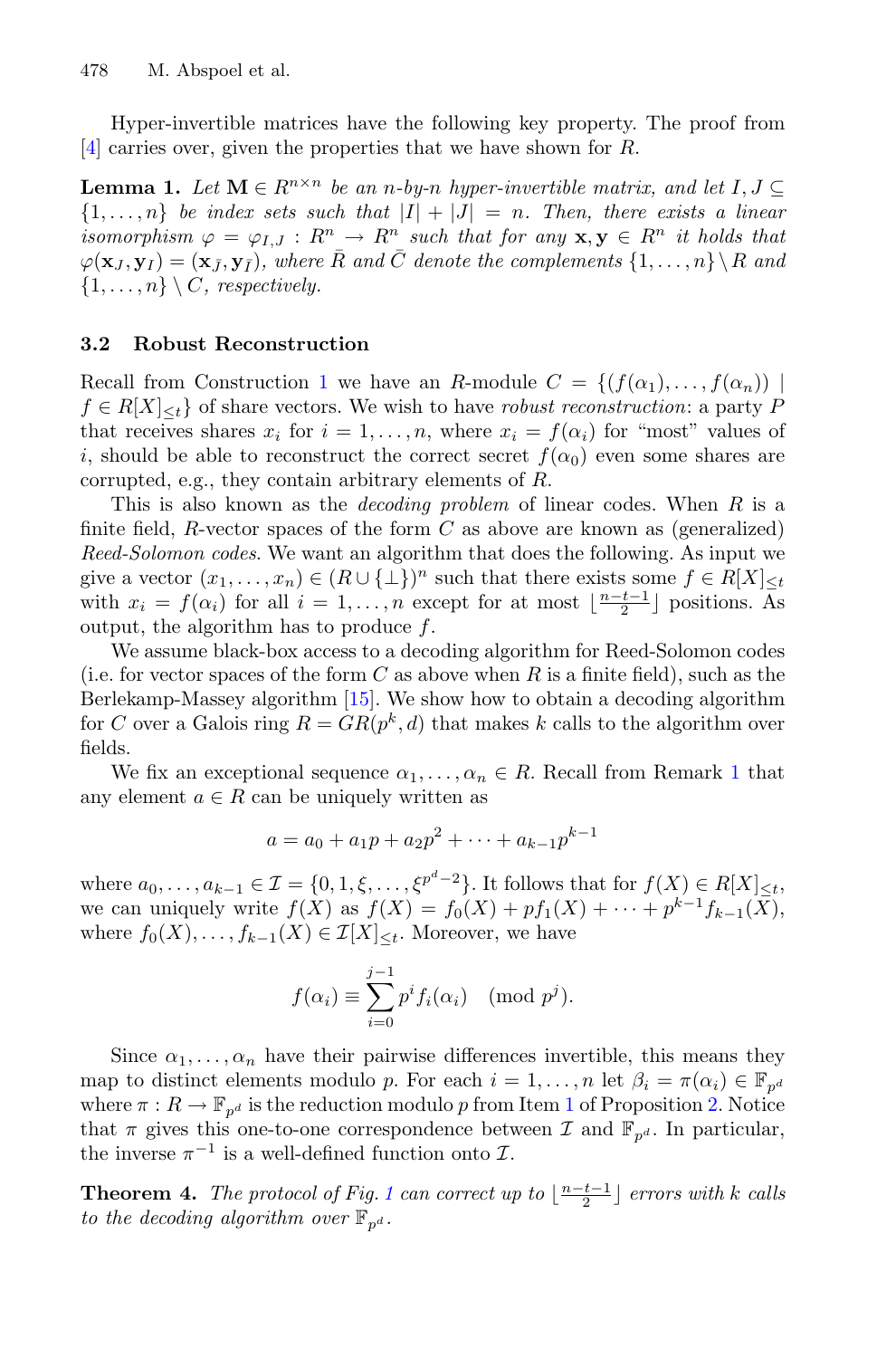Hyper-invertible matrices have the following key property. The proof from [4] carries over, given the properties that we have shown for $R$.

**Lemma 1.** *Let $\mathbf{M} \in R^{n \times n}$ be an n-by-n hyper-invertible matrix, and let $I, J \subseteq \{1, \dots, n\}$ be index sets such that $|I| + |J| = n$. Then, there exists a linear isomorphism $\varphi = \varphi_{I,J} : R^n \to R^n$ such that for any $\mathbf{x}, \mathbf{y} \in R^n$ it holds that $\varphi(\mathbf{x}_J, \mathbf{y}_I) = (\mathbf{x}_{\bar{J}}, \mathbf{y}_{\bar{I}})$, where $\bar{R}$ and $\bar{C}$ denote the complements $\{1, \dots, n\} \setminus R$ and $\{1, \dots, n\} \setminus C$, respectively.*

### 3.2 Robust Reconstruction

Recall from Construction 1 we have an $R$-module $C = \{(f(\alpha_1), \dots, f(\alpha_n)) \mid f \in R[X]_{\leq t}\}$ of share vectors. We wish to have *robust reconstruction*: a party $P$ that receives shares $x_i$ for $i = 1, \dots, n$, where $x_i = f(\alpha_i)$ for "most" values of $i$, should be able to reconstruct the correct secret $f(\alpha_0)$ even some shares are corrupted, e.g., they contain arbitrary elements of $R$.

This is also known as the *decoding problem* of linear codes. When $R$ is a finite field, $R$-vector spaces of the form $C$ as above are known as (generalized) *Reed-Solomon codes*. We want an algorithm that does the following. As input we give a vector $(x_1, \dots, x_n) \in (R \cup \{\perp\})^n$ such that there exists some $f \in R[X]_{\leq t}$ with $x_i = f(\alpha_i)$ for all $i = 1, \dots, n$ except for at most $\lfloor \frac{n-t-1}{2} \rfloor$ positions. As output, the algorithm has to produce $f$.

We assume black-box access to a decoding algorithm for Reed-Solomon codes (i.e. for vector spaces of the form $C$ as above when $R$ is a finite field), such as the Berlekamp-Massey algorithm [15]. We show how to obtain a decoding algorithm for $C$ over a Galois ring $R = GR(p^k, d)$ that makes $k$ calls to the algorithm over fields.

We fix an exceptional sequence $\alpha_1, \dots, \alpha_n \in R$. Recall from Remark 1 that any element $a \in R$ can be uniquely written as

$$a = a_0 + a_1 p + a_2 p^2 + \cdots + a_{k-1} p^{k-1}$$

where $a_0, \dots, a_{k-1} \in \mathcal{I} = \{0, 1, \xi, \dots, \xi^{p^d - 2}\}$. It follows that for $f(X) \in R[X]_{\leq t}$, we can uniquely write $f(X)$ as $f(X) = f_0(X) + p f_1(X) + \cdots + p^{k-1} f_{k-1}(X)$, where $f_0(X), \dots, f_{k-1}(X) \in \mathcal{I}[X]_{\leq t}$. Moreover, we have

$$f(\alpha_i) \equiv \sum_{i=0}^{j-1} p^i f_i(\alpha_i) \pmod{p^j}.$$

Since $\alpha_1, \dots, \alpha_n$ have their pairwise differences invertible, this means they map to distinct elements modulo $p$. For each $i = 1, \dots, n$ let $\beta_i = \pi(\alpha_i) \in \mathbb{F}_{p^d}$ where $\pi : R \to \mathbb{F}_{p^d}$ is the reduction modulo $p$ from Item 1 of Proposition 2. Notice that $\pi$ gives this one-to-one correspondence between $\mathcal{I}$ and $\mathbb{F}_{p^d}$. In particular, the inverse $\pi^{-1}$ is a well-defined function onto $\mathcal{I}$.

**Theorem 4.** *The protocol of Fig. 1 can correct up to $\lfloor \frac{n-t-1}{2} \rfloor$ errors with $k$ calls to the decoding algorithm over $\mathbb{F}_{p^d}$.*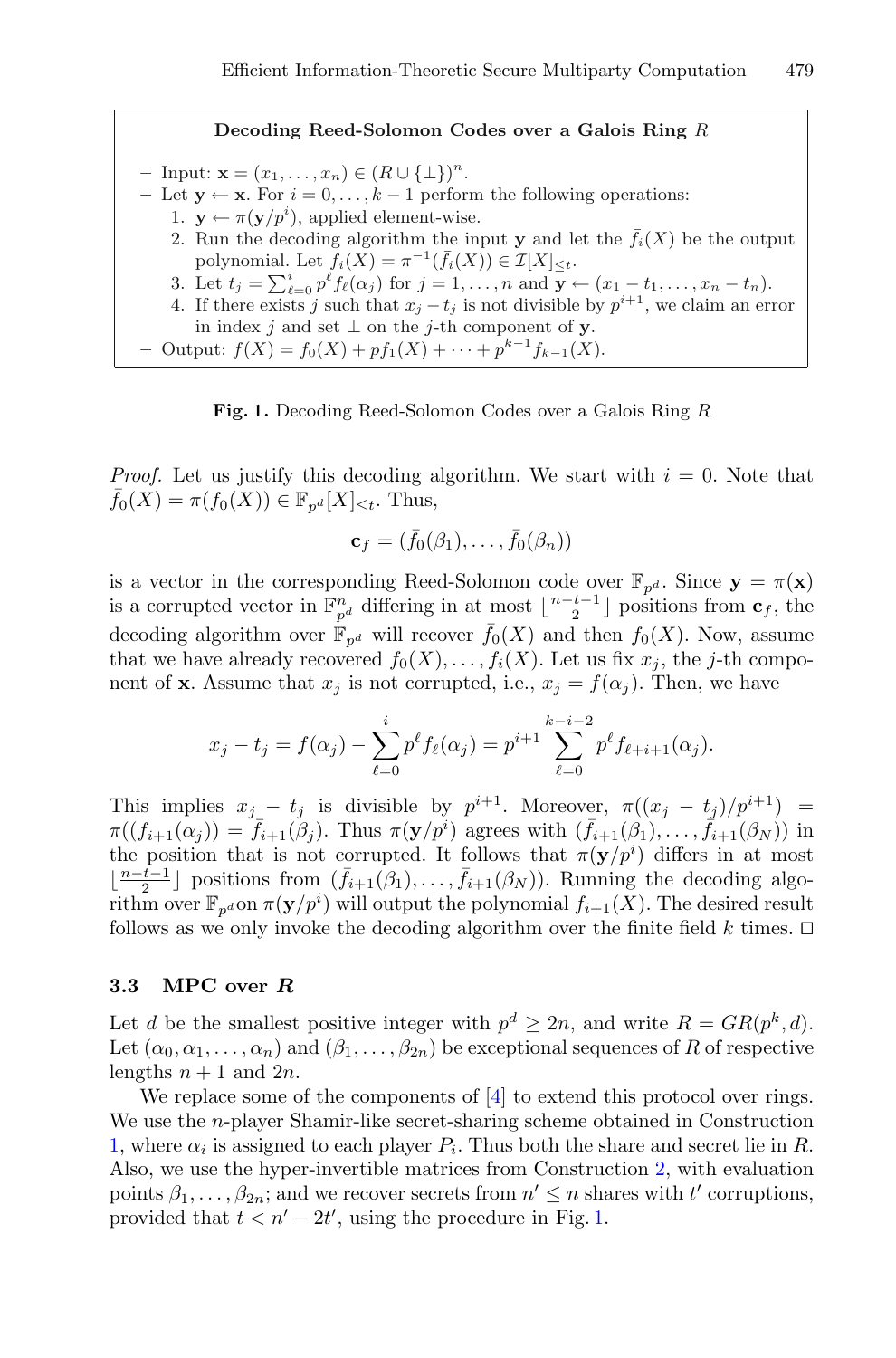**Decoding Reed-Solomon Codes over a Galois Ring $R$**

- Input: $\mathbf{x} = (x_1, \dots, x_n) \in (R \cup \{\perp\})^n$.
- Let $\mathbf{y} \leftarrow \mathbf{x}$. For $i = 0, \dots, k-1$ perform the following operations:
  1. $\mathbf{y} \leftarrow \pi(\mathbf{y}/p^i)$, applied element-wise.
  2. Run the decoding algorithm the input $\mathbf{y}$ and let the $\bar{f}_i(X)$ be the output polynomial. Let $f_i(X) = \pi^{-1}(\bar{f}_i(X)) \in \mathcal{I}[X]_{\leq t}$.
  3. Let $t_j = \sum_{\ell=0}^{i} p^\ell f_\ell(\alpha_j)$ for $j = 1, \dots, n$ and $\mathbf{y} \leftarrow (x_1 - t_1, \dots, x_n - t_n)$.
  4. If there exists $j$ such that $x_j - t_j$ is not divisible by $p^{i+1}$, we claim an error in index $j$ and set $\perp$ on the $j$-th component of $\mathbf{y}$.
- Output: $f(X) = f_0(X) + pf_1(X) + \cdots + p^{k-1}f_{k-1}(X)$.

**Fig. 1.** Decoding Reed-Solomon Codes over a Galois Ring $R$

*Proof.* Let us justify this decoding algorithm. We start with $i = 0$. Note that $\bar{f}_0(X) = \pi(f_0(X)) \in \mathbb{F}_{p^d}[X]_{\leq t}$. Thus,

$$\mathbf{c}_f = (\bar{f}_0(\beta_1), \dots, \bar{f}_0(\beta_n))$$

is a vector in the corresponding Reed-Solomon code over $\mathbb{F}_{p^d}$. Since $\mathbf{y} = \pi(\mathbf{x})$ is a corrupted vector in $\mathbb{F}_{p^d}^n$ differing in at most $\lfloor \frac{n-t-1}{2} \rfloor$ positions from $\mathbf{c}_f$, the decoding algorithm over $\mathbb{F}_{p^d}$ will recover $\bar{f}_0(X)$ and then $f_0(X)$. Now, assume that we have already recovered $f_0(X), \dots, f_i(X)$. Let us fix $x_j$, the $j$-th component of $\mathbf{x}$. Assume that $x_j$ is not corrupted, i.e., $x_j = f(\alpha_j)$. Then, we have

$$x_j - t_j = f(\alpha_j) - \sum_{\ell=0}^{i} p^\ell f_\ell(\alpha_j) = p^{i+1} \sum_{\ell=0}^{k-i-2} p^\ell f_{\ell+i+1}(\alpha_j).$$

This implies $x_j - t_j$ is divisible by $p^{i+1}$. Moreover, $\pi((x_j - t_j)/p^{i+1}) = \pi((f_{i+1}(\alpha_j)) = \bar{f}_{i+1}(\beta_j)$. Thus $\pi(\mathbf{y}/p^i)$ agrees with $(\bar{f}_{i+1}(\beta_1), \dots, \bar{f}_{i+1}(\beta_N))$ in the position that is not corrupted. It follows that $\pi(\mathbf{y}/p^i)$ differs in at most $\lfloor \frac{n-t-1}{2} \rfloor$ positions from $(\bar{f}_{i+1}(\beta_1), \dots, \bar{f}_{i+1}(\beta_N))$. Running the decoding algorithm over $\mathbb{F}_{p^d}$ on $\pi(\mathbf{y}/p^i)$ will output the polynomial $f_{i+1}(X)$. The desired result follows as we only invoke the decoding algorithm over the finite field $k$ times. $\square$

### 3.3 MPC over $R$

Let $d$ be the smallest positive integer with $p^d \geq 2n$, and write $R = GR(p^k, d)$. Let $(\alpha_0, \alpha_1, \dots, \alpha_n)$ and $(\beta_1, \dots, \beta_{2n})$ be exceptional sequences of $R$ of respective lengths $n+1$ and $2n$.

We replace some of the components of [4] to extend this protocol over rings. We use the $n$-player Shamir-like secret-sharing scheme obtained in Construction 1, where $\alpha_i$ is assigned to each player $P_i$. Thus both the share and secret lie in $R$. Also, we use the hyper-invertible matrices from Construction 2, with evaluation points $\beta_1, \dots, \beta_{2n}$; and we recover secrets from $n' \leq n$ shares with $t'$ corruptions, provided that $t < n' - 2t'$, using the procedure in Fig. 1.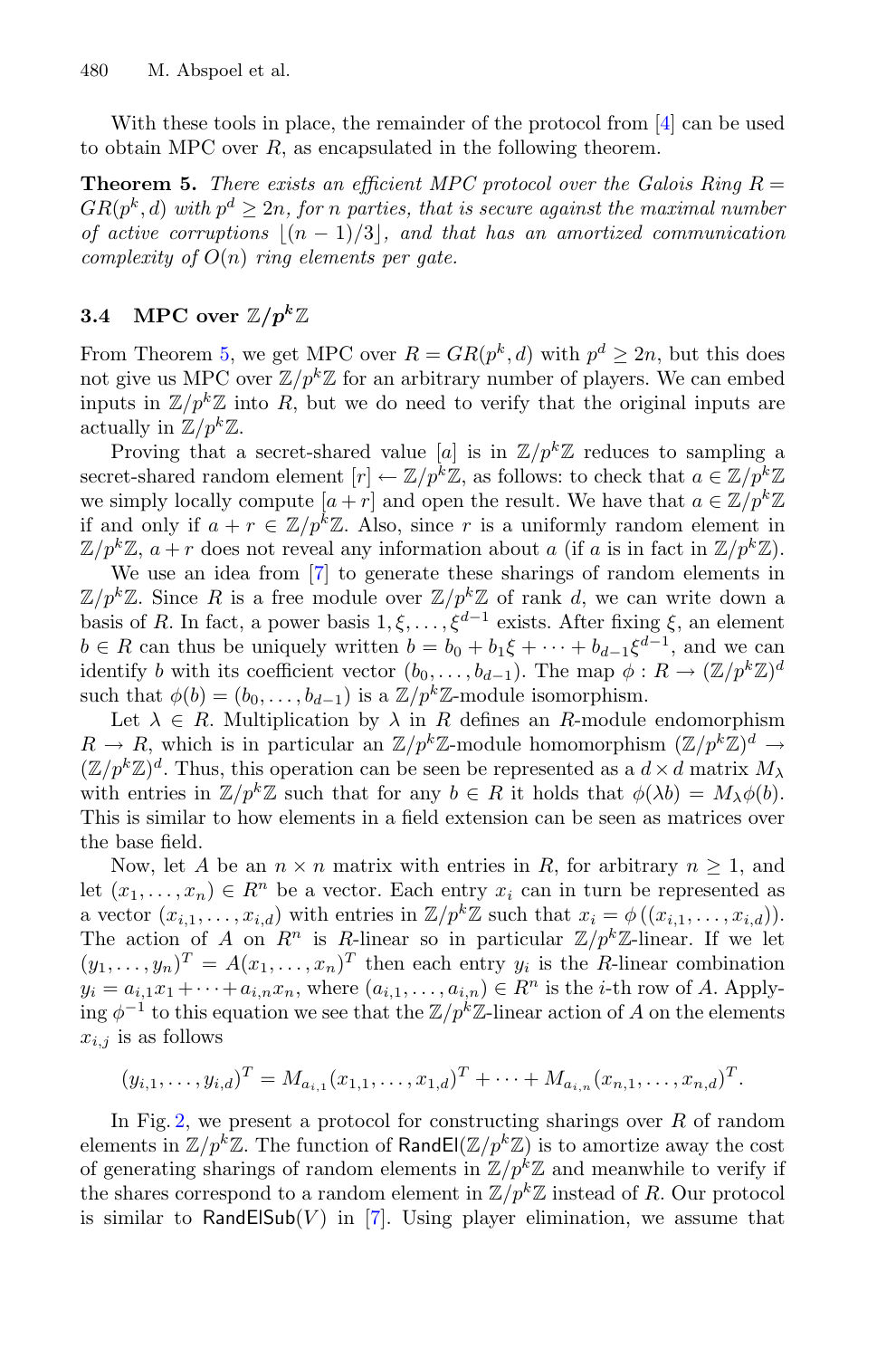With these tools in place, the remainder of the protocol from [4] can be used to obtain MPC over $R$, as encapsulated in the following theorem.

**Theorem 5.** *There exists an efficient MPC protocol over the Galois Ring $R = GR(p^k, d)$ with $p^d \geq 2n$, for $n$ parties, that is secure against the maximal number of active corruptions $\lfloor (n-1)/3 \rfloor$, and that has an amortized communication complexity of $O(n)$ ring elements per gate.*

### 3.4 MPC over $\mathbb{Z}/p^k\mathbb{Z}$

From Theorem 5, we get MPC over $R = GR(p^k, d)$ with $p^d \geq 2n$, but this does not give us MPC over $\mathbb{Z}/p^k\mathbb{Z}$ for an arbitrary number of players. We can embed inputs in $\mathbb{Z}/p^k\mathbb{Z}$ into $R$, but we do need to verify that the original inputs are actually in $\mathbb{Z}/p^k\mathbb{Z}$.

Proving that a secret-shared value $[a]$ is in $\mathbb{Z}/p^k\mathbb{Z}$ reduces to sampling a secret-shared random element $[r] \leftarrow \mathbb{Z}/p^k\mathbb{Z}$, as follows: to check that $a \in \mathbb{Z}/p^k\mathbb{Z}$ we simply locally compute $[a + r]$ and open the result. We have that $a \in \mathbb{Z}/p^k\mathbb{Z}$ if and only if $a + r \in \mathbb{Z}/p^k\mathbb{Z}$. Also, since $r$ is a uniformly random element in $\mathbb{Z}/p^k\mathbb{Z}$, $a + r$ does not reveal any information about $a$ (if $a$ is in fact in $\mathbb{Z}/p^k\mathbb{Z}$).

We use an idea from [7] to generate these sharings of random elements in $\mathbb{Z}/p^k\mathbb{Z}$. Since $R$ is a free module over $\mathbb{Z}/p^k\mathbb{Z}$ of rank $d$, we can write down a basis of $R$. In fact, a power basis $1, \xi, \ldots, \xi^{d-1}$ exists. After fixing $\xi$, an element $b \in R$ can thus be uniquely written $b = b_0 + b_1\xi + \cdots + b_{d-1}\xi^{d-1}$, and we can identify $b$ with its coefficient vector $(b_0, \ldots, b_{d-1})$. The map $\phi : R \to (\mathbb{Z}/p^k\mathbb{Z})^d$ such that $\phi(b) = (b_0, \ldots, b_{d-1})$ is a $\mathbb{Z}/p^k\mathbb{Z}$-module isomorphism.

Let $\lambda \in R$. Multiplication by $\lambda$ in $R$ defines an $R$-module endomorphism $R \to R$, which is in particular an $\mathbb{Z}/p^k\mathbb{Z}$-module homomorphism $(\mathbb{Z}/p^k\mathbb{Z})^d \to (\mathbb{Z}/p^k\mathbb{Z})^d$. Thus, this operation can be seen be represented as a $d \times d$ matrix $M_\lambda$ with entries in $\mathbb{Z}/p^k\mathbb{Z}$ such that for any $b \in R$ it holds that $\phi(\lambda b) = M_\lambda \phi(b)$. This is similar to how elements in a field extension can be seen as matrices over the base field.

Now, let $A$ be an $n \times n$ matrix with entries in $R$, for arbitrary $n \geq 1$, and let $(x_1, \ldots, x_n) \in R^n$ be a vector. Each entry $x_i$ can in turn be represented as a vector $(x_{i,1}, \ldots, x_{i,d})$ with entries in $\mathbb{Z}/p^k\mathbb{Z}$ such that $x_i = \phi((x_{i,1}, \ldots, x_{i,d}))$. The action of $A$ on $R^n$ is $R$-linear so in particular $\mathbb{Z}/p^k\mathbb{Z}$-linear. If we let $(y_1, \ldots, y_n)^T = A(x_1, \ldots, x_n)^T$ then each entry $y_i$ is the $R$-linear combination $y_i = a_{i,1}x_1 + \cdots + a_{i,n}x_n$, where $(a_{i,1}, \ldots, a_{i,n}) \in R^n$ is the $i$-th row of $A$. Applying $\phi^{-1}$ to this equation we see that the $\mathbb{Z}/p^k\mathbb{Z}$-linear action of $A$ on the elements $x_{i,j}$ is as follows

$$(y_{i,1}, \ldots, y_{i,d})^T = M_{a_{i,1}}(x_{1,1}, \ldots, x_{1,d})^T + \cdots + M_{a_{i,n}}(x_{n,1}, \ldots, x_{n,d})^T.$$

In Fig. 2, we present a protocol for constructing sharings over $R$ of random elements in $\mathbb{Z}/p^k\mathbb{Z}$. The function of $\mathsf{RandEl}(\mathbb{Z}/p^k\mathbb{Z})$ is to amortize away the cost of generating sharings of random elements in $\mathbb{Z}/p^k\mathbb{Z}$ and meanwhile to verify if the shares correspond to a random element in $\mathbb{Z}/p^k\mathbb{Z}$ instead of $R$. Our protocol is similar to $\mathsf{RandElSub}(V)$ in [7]. Using player elimination, we assume that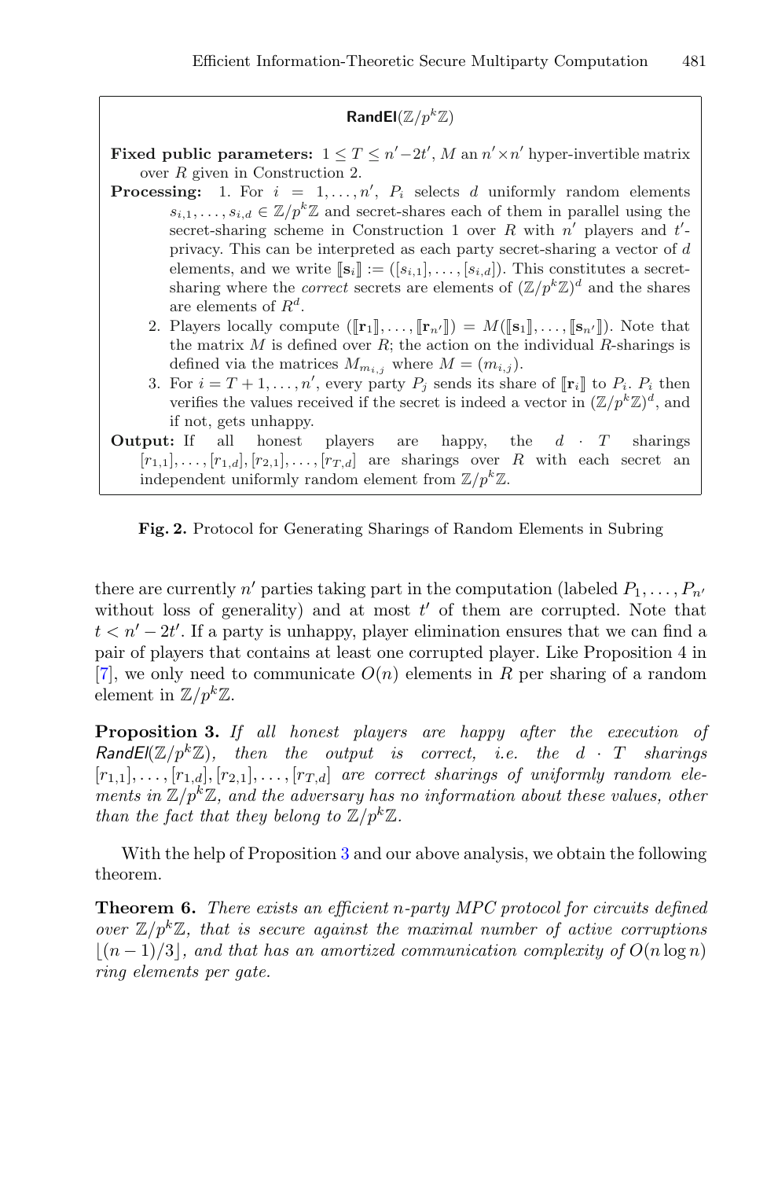**RandEl($\mathbb{Z}/p^k\mathbb{Z}$)**

**Fixed public parameters:** $1 \leq T \leq n' - 2t'$, $M$ an $n' \times n'$ hyper-invertible matrix over $R$ given in Construction 2.

**Processing:**

1. For $i = 1, \ldots, n'$, $P_i$ selects $d$ uniformly random elements $s_{i,1}, \ldots, s_{i,d} \in \mathbb{Z}/p^k\mathbb{Z}$ and secret-shares each of them in parallel using the secret-sharing scheme in Construction 1 over $R$ with $n'$ players and $t'$-privacy. This can be interpreted as each party secret-sharing a vector of $d$ elements, and we write $[\![\mathbf{s}_i]\!] := ([s_{i,1}], \ldots, [s_{i,d}])$. This constitutes a secret-sharing where the *correct* secrets are elements of $(\mathbb{Z}/p^k\mathbb{Z})^d$ and the shares are elements of $R^d$.
2. Players locally compute $([\![\mathbf{r}_1]\!], \ldots, [\![\mathbf{r}_{n'}]\!]) = M([\![\mathbf{s}_1]\!], \ldots, [\![\mathbf{s}_{n'}]\!])$. Note that the matrix $M$ is defined over $R$; the action on the individual $R$-sharings is defined via the matrices $M_{m_{i,j}}$ where $M = (m_{i,j})$.
3. For $i = T+1, \ldots, n'$, every party $P_j$ sends its share of $[\![\mathbf{r}_i]\!]$ to $P_i$. $P_i$ then verifies the values received if the secret is indeed a vector in $(\mathbb{Z}/p^k\mathbb{Z})^d$, and if not, gets unhappy.

**Output:** If all honest players are happy, the $d \cdot T$ sharings $[r_{1,1}], \ldots, [r_{1,d}], [r_{2,1}], \ldots, [r_{T,d}]$ are sharings over $R$ with each secret an independent uniformly random element from $\mathbb{Z}/p^k\mathbb{Z}$.

**Fig. 2.** Protocol for Generating Sharings of Random Elements in Subring

there are currently $n'$ parties taking part in the computation (labeled $P_1, \ldots, P_{n'}$ without loss of generality) and at most $t'$ of them are corrupted. Note that $t < n' - 2t'$. If a party is unhappy, player elimination ensures that we can find a pair of players that contains at least one corrupted player. Like Proposition 4 in [7], we only need to communicate $O(n)$ elements in $R$ per sharing of a random element in $\mathbb{Z}/p^k\mathbb{Z}$.

**Proposition 3.** *If all honest players are happy after the execution of* RandEl($\mathbb{Z}/p^k\mathbb{Z}$)*, then the output is correct, i.e. the* $d \cdot T$ *sharings* $[r_{1,1}], \ldots, [r_{1,d}], [r_{2,1}], \ldots, [r_{T,d}]$ *are correct sharings of uniformly random elements in* $\mathbb{Z}/p^k\mathbb{Z}$*, and the adversary has no information about these values, other than the fact that they belong to* $\mathbb{Z}/p^k\mathbb{Z}$*.*

With the help of Proposition 3 and our above analysis, we obtain the following theorem.

**Theorem 6.** *There exists an efficient* $n$*-party MPC protocol for circuits defined over* $\mathbb{Z}/p^k\mathbb{Z}$*, that is secure against the maximal number of active corruptions* $\lfloor (n-1)/3 \rfloor$*, and that has an amortized communication complexity of* $O(n \log n)$ *ring elements per gate.*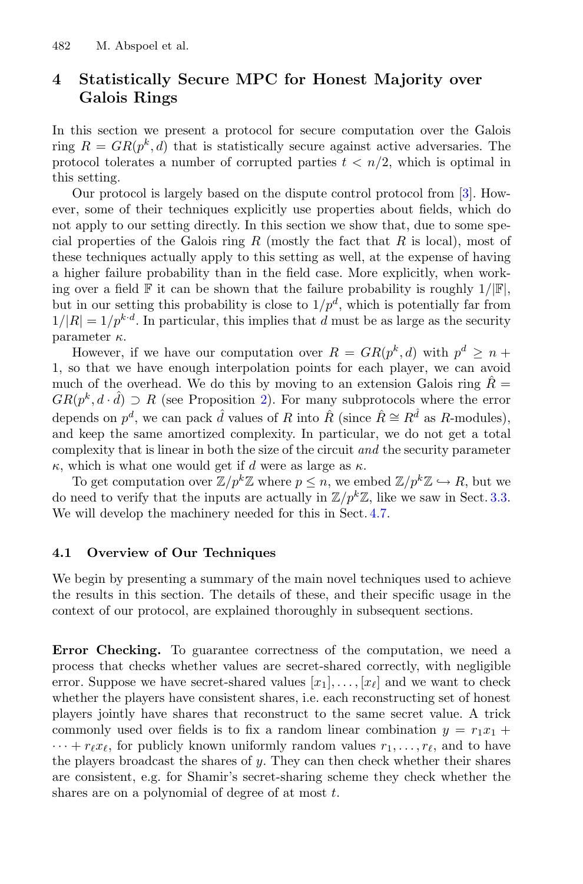## 4 Statistically Secure MPC for Honest Majority over Galois Rings

In this section we present a protocol for secure computation over the Galois ring $R = GR(p^k, d)$ that is statistically secure against active adversaries. The protocol tolerates a number of corrupted parties $t < n/2$, which is optimal in this setting.

Our protocol is largely based on the dispute control protocol from [3]. However, some of their techniques explicitly use properties about fields, which do not apply to our setting directly. In this section we show that, due to some special properties of the Galois ring $R$ (mostly the fact that $R$ is local), most of these techniques actually apply to this setting as well, at the expense of having a higher failure probability than in the field case. More explicitly, when working over a field $\mathbb{F}$ it can be shown that the failure probability is roughly $1/|\mathbb{F}|$, but in our setting this probability is close to $1/p^d$, which is potentially far from $1/|R| = 1/p^{k \cdot d}$. In particular, this implies that $d$ must be as large as the security parameter $\kappa$.

However, if we have our computation over $R = GR(p^k, d)$ with $p^d \geq n + 1$, so that we have enough interpolation points for each player, we can avoid much of the overhead. We do this by moving to an extension Galois ring $\hat{R} = GR(p^k, d \cdot \hat{d}) \supset R$ (see Proposition 2). For many subprotocols where the error depends on $p^d$, we can pack $\hat{d}$ values of $R$ into $\hat{R}$ (since $\hat{R} \cong R^{\hat{d}}$ as $R$-modules), and keep the same amortized complexity. In particular, we do not get a total complexity that is linear in both the size of the circuit *and* the security parameter $\kappa$, which is what one would get if $d$ were as large as $\kappa$.

To get computation over $\mathbb{Z}/p^k\mathbb{Z}$ where $p \leq n$, we embed $\mathbb{Z}/p^k\mathbb{Z} \hookrightarrow R$, but we do need to verify that the inputs are actually in $\mathbb{Z}/p^k\mathbb{Z}$, like we saw in Sect. 3.3. We will develop the machinery needed for this in Sect. 4.7.

### 4.1 Overview of Our Techniques

We begin by presenting a summary of the main novel techniques used to achieve the results in this section. The details of these, and their specific usage in the context of our protocol, are explained thoroughly in subsequent sections.

**Error Checking.** To guarantee correctness of the computation, we need a process that checks whether values are secret-shared correctly, with negligible error. Suppose we have secret-shared values $[x_1], \ldots, [x_\ell]$ and we want to check whether the players have consistent shares, i.e. each reconstructing set of honest players jointly have shares that reconstruct to the same secret value. A trick commonly used over fields is to fix a random linear combination $y = r_1 x_1 + \cdots + r_\ell x_\ell$, for publicly known uniformly random values $r_1, \ldots, r_\ell$, and to have the players broadcast the shares of $y$. They can then check whether their shares are consistent, e.g. for Shamir's secret-sharing scheme they check whether the shares are on a polynomial of degree of at most $t$.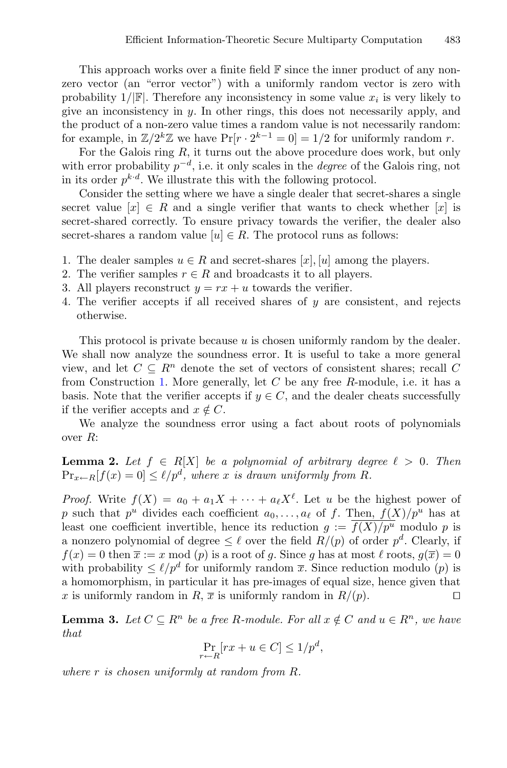This approach works over a finite field $\mathbb{F}$ since the inner product of any non-zero vector (an "error vector") with a uniformly random vector is zero with probability $1/|\mathbb{F}|$. Therefore any inconsistency in some value $x_i$ is very likely to give an inconsistency in $y$. In other rings, this does not necessarily apply, and the product of a non-zero value times a random value is not necessarily random: for example, in $\mathbb{Z}/2^k\mathbb{Z}$ we have $\Pr[r \cdot 2^{k-1} = 0] = 1/2$ for uniformly random $r$.

For the Galois ring $R$, it turns out the above procedure does work, but only with error probability $p^{-d}$, i.e. it only scales in the *degree* of the Galois ring, not in its order $p^{k \cdot d}$. We illustrate this with the following protocol.

Consider the setting where we have a single dealer that secret-shares a single secret value $[x] \in R$ and a single verifier that wants to check whether $[x]$ is secret-shared correctly. To ensure privacy towards the verifier, the dealer also secret-shares a random value $[u] \in R$. The protocol runs as follows:

1. The dealer samples $u \in R$ and secret-shares $[x], [u]$ among the players.
2. The verifier samples $r \in R$ and broadcasts it to all players.
3. All players reconstruct $y = rx + u$ towards the verifier.
4. The verifier accepts if all received shares of $y$ are consistent, and rejects otherwise.

This protocol is private because $u$ is chosen uniformly random by the dealer. We shall now analyze the soundness error. It is useful to take a more general view, and let $C \subseteq R^n$ denote the set of vectors of consistent shares; recall $C$ from Construction 1. More generally, let $C$ be any free $R$-module, i.e. it has a basis. Note that the verifier accepts if $y \in C$, and the dealer cheats successfully if the verifier accepts and $x \notin C$.

We analyze the soundness error using a fact about roots of polynomials over $R$:

**Lemma 2.** *Let $f \in R[X]$ be a polynomial of arbitrary degree $\ell > 0$. Then $\Pr_{x \leftarrow R}[f(x) = 0] \leq \ell/p^d$, where $x$ is drawn uniformly from $R$.*

*Proof.* Write $f(X) = a_0 + a_1 X + \cdots + a_\ell X^\ell$. Let $u$ be the highest power of $p$ such that $p^u$ divides each coefficient $a_0, \ldots, a_\ell$ of $f$. Then, $f(X)/p^u$ has at least one coefficient invertible, hence its reduction $g := \overline{f(X)/p^u}$ modulo $p$ is a nonzero polynomial of degree $\leq \ell$ over the field $R/(p)$ of order $p^d$. Clearly, if $f(x) = 0$ then $\overline{x} := x \bmod (p)$ is a root of $g$. Since $g$ has at most $\ell$ roots, $g(\overline{x}) = 0$ with probability $\leq \ell/p^d$ for uniformly random $\overline{x}$. Since reduction modulo $(p)$ is a homomorphism, in particular it has pre-images of equal size, hence given that $x$ is uniformly random in $R$, $\overline{x}$ is uniformly random in $R/(p)$. $\square$

**Lemma 3.** *Let $C \subseteq R^n$ be a free $R$-module. For all $x \notin C$ and $u \in R^n$, we have that*

$$\Pr_{r \leftarrow R}[rx + u \in C] \leq 1/p^d,$$

*where $r$ is chosen uniformly at random from $R$.*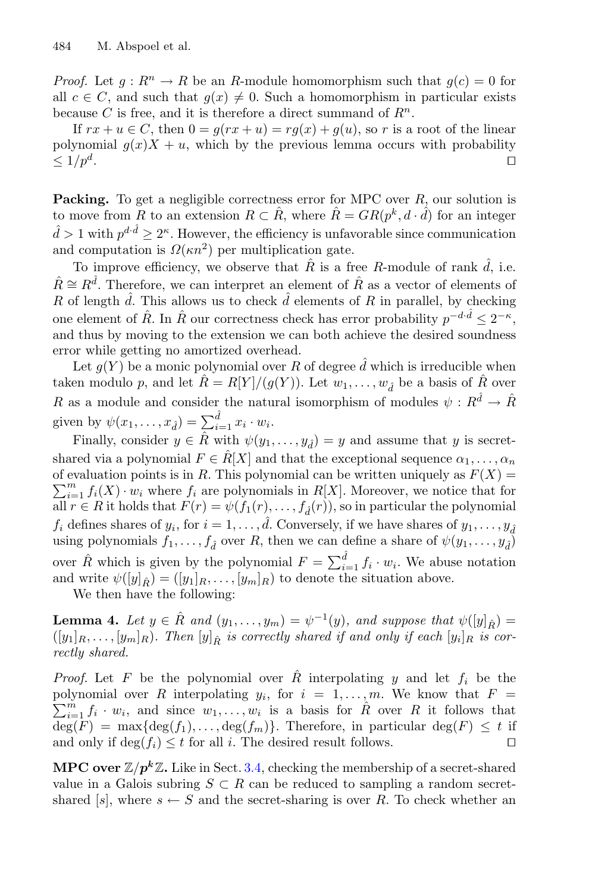*Proof.* Let $g : R^n \to R$ be an $R$-module homomorphism such that $g(c) = 0$ for all $c \in C$, and such that $g(x) \neq 0$. Such a homomorphism in particular exists because $C$ is free, and it is therefore a direct summand of $R^n$.

If $rx + u \in C$, then $0 = g(rx + u) = rg(x) + g(u)$, so $r$ is a root of the linear polynomial $g(x)X + u$, which by the previous lemma occurs with probability $\leq 1/p^d$. $\square$

**Packing.** To get a negligible correctness error for MPC over $R$, our solution is to move from $R$ to an extension $R \subset \hat{R}$, where $\hat{R} = GR(p^k, d \cdot \hat{d})$ for an integer $\hat{d} > 1$ with $p^{d \cdot \hat{d}} \geq 2^\kappa$. However, the efficiency is unfavorable since communication and computation is $\Omega(\kappa n^2)$ per multiplication gate.

To improve efficiency, we observe that $\hat{R}$ is a free $R$-module of rank $\hat{d}$, i.e. $\hat{R} \cong R^{\hat{d}}$. Therefore, we can interpret an element of $\hat{R}$ as a vector of elements of $R$ of length $\hat{d}$. This allows us to check $\hat{d}$ elements of $R$ in parallel, by checking one element of $\hat{R}$. In $\hat{R}$ our correctness check has error probability $p^{-d \cdot \hat{d}} \leq 2^{-\kappa}$, and thus by moving to the extension we can both achieve the desired soundness error while getting no amortized overhead.

Let $g(Y)$ be a monic polynomial over $R$ of degree $\hat{d}$ which is irreducible when taken modulo $p$, and let $\hat{R} = R[Y]/(g(Y))$. Let $w_1, \ldots, w_{\hat{d}}$ be a basis of $\hat{R}$ over $R$ as a module and consider the natural isomorphism of modules $\psi : R^{\hat{d}} \to \hat{R}$ given by $\psi(x_1, \ldots, x_{\hat{d}}) = \sum_{i=1}^{\hat{d}} x_i \cdot w_i$.

Finally, consider $y \in \hat{R}$ with $\psi(y_1, \ldots, y_{\hat{d}}) = y$ and assume that $y$ is secret-shared via a polynomial $F \in \hat{R}[X]$ and that the exceptional sequence $\alpha_1, \ldots, \alpha_n$ of evaluation points is in $R$. This polynomial can be written uniquely as $F(X) = \sum_{i=1}^{m} f_i(X) \cdot w_i$ where $f_i$ are polynomials in $R[X]$. Moreover, we notice that for all $r \in R$ it holds that $F(r) = \psi(f_1(r), \ldots, f_{\hat{d}}(r))$, so in particular the polynomial $f_i$ defines shares of $y_i$, for $i = 1, \ldots, \hat{d}$. Conversely, if we have shares of $y_1, \ldots, y_{\hat{d}}$ using polynomials $f_1, \ldots, f_{\hat{d}}$ over $R$, then we can define a share of $\psi(y_1, \ldots, y_{\hat{d}})$ over $\hat{R}$ which is given by the polynomial $F = \sum_{i=1}^{\hat{d}} f_i \cdot w_i$. We abuse notation and write $\psi([y]_{\hat{R}}) = ([y_1]_R, \ldots, [y_m]_R)$ to denote the situation above.

We then have the following:

**Lemma 4.** *Let $y \in \hat{R}$ and $(y_1, \ldots, y_m) = \psi^{-1}(y)$, and suppose that $\psi([y]_{\hat{R}}) = ([y_1]_R, \ldots, [y_m]_R)$. Then $[y]_{\hat{R}}$ is correctly shared if and only if each $[y_i]_R$ is correctly shared.*

*Proof.* Let $F$ be the polynomial over $\hat{R}$ interpolating $y$ and let $f_i$ be the polynomial over $R$ interpolating $y_i$, for $i = 1, \ldots, m$. We know that $F = \sum_{i=1}^{m} f_i \cdot w_i$, and since $w_1, \ldots, w_i$ is a basis for $\hat{R}$ over $R$ it follows that $\deg(F) = \max\{\deg(f_1), \ldots, \deg(f_m)\}$. Therefore, in particular $\deg(F) \leq t$ if and only if $\deg(f_i) \leq t$ for all $i$. The desired result follows. $\square$

**MPC over $\mathbb{Z}/p^k\mathbb{Z}$.** Like in Sect. 3.4, checking the membership of a secret-shared value in a Galois subring $S \subset R$ can be reduced to sampling a random secret-shared $[s]$, where $s \leftarrow S$ and the secret-sharing is over $R$. To check whether an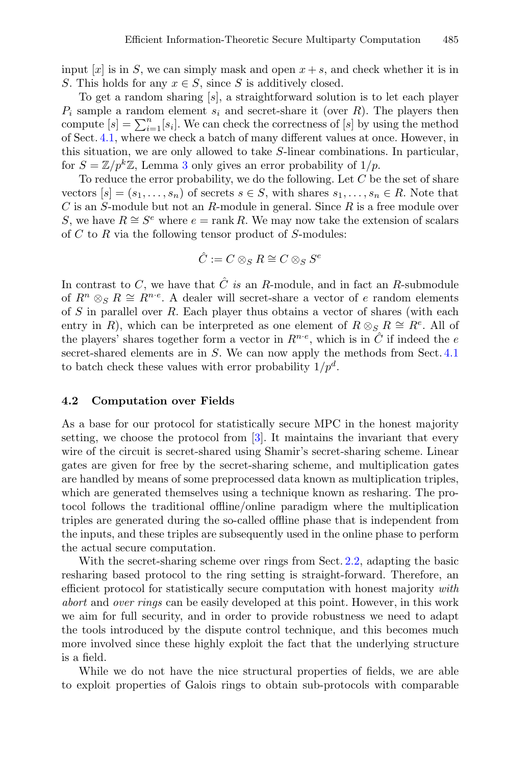input $[x]$ is in $S$, we can simply mask and open $x + s$, and check whether it is in $S$. This holds for any $x \in S$, since $S$ is additively closed.

To get a random sharing $[s]$, a straightforward solution is to let each player $P_i$ sample a random element $s_i$ and secret-share it (over $R$). The players then compute $[s] = \sum_{i=1}^{n}[s_i]$. We can check the correctness of $[s]$ by using the method of Sect. 4.1, where we check a batch of many different values at once. However, in this situation, we are only allowed to take $S$-linear combinations. In particular, for $S = \mathbb{Z}/p^k\mathbb{Z}$, Lemma 3 only gives an error probability of $1/p$.

To reduce the error probability, we do the following. Let $C$ be the set of share vectors $[s] = (s_1, \ldots, s_n)$ of secrets $s \in S$, with shares $s_1, \ldots, s_n \in R$. Note that $C$ is an $S$-module but not an $R$-module in general. Since $R$ is a free module over $S$, we have $R \cong S^e$ where $e = \operatorname{rank} R$. We may now take the extension of scalars of $C$ to $R$ via the following tensor product of $S$-modules:

$$\hat{C} := C \otimes_S R \cong C \otimes_S S^e$$

In contrast to $C$, we have that $\hat{C}$ *is* an $R$-module, and in fact an $R$-submodule of $R^n \otimes_S R \cong R^{n \cdot e}$. A dealer will secret-share a vector of $e$ random elements of $S$ in parallel over $R$. Each player thus obtains a vector of shares (with each entry in $R$), which can be interpreted as one element of $R \otimes_S R \cong R^e$. All of the players' shares together form a vector in $R^{n \cdot e}$, which is in $\hat{C}$ if indeed the $e$ secret-shared elements are in $S$. We can now apply the methods from Sect. 4.1 to batch check these values with error probability $1/p^d$.

### 4.2 Computation over Fields

As a base for our protocol for statistically secure MPC in the honest majority setting, we choose the protocol from [3]. It maintains the invariant that every wire of the circuit is secret-shared using Shamir's secret-sharing scheme. Linear gates are given for free by the secret-sharing scheme, and multiplication gates are handled by means of some preprocessed data known as multiplication triples, which are generated themselves using a technique known as resharing. The protocol follows the traditional offline/online paradigm where the multiplication triples are generated during the so-called offline phase that is independent from the inputs, and these triples are subsequently used in the online phase to perform the actual secure computation.

With the secret-sharing scheme over rings from Sect. 2.2, adapting the basic resharing based protocol to the ring setting is straight-forward. Therefore, an efficient protocol for statistically secure computation with honest majority *with abort* and *over rings* can be easily developed at this point. However, in this work we aim for full security, and in order to provide robustness we need to adapt the tools introduced by the dispute control technique, and this becomes much more involved since these highly exploit the fact that the underlying structure is a field.

While we do not have the nice structural properties of fields, we are able to exploit properties of Galois rings to obtain sub-protocols with comparable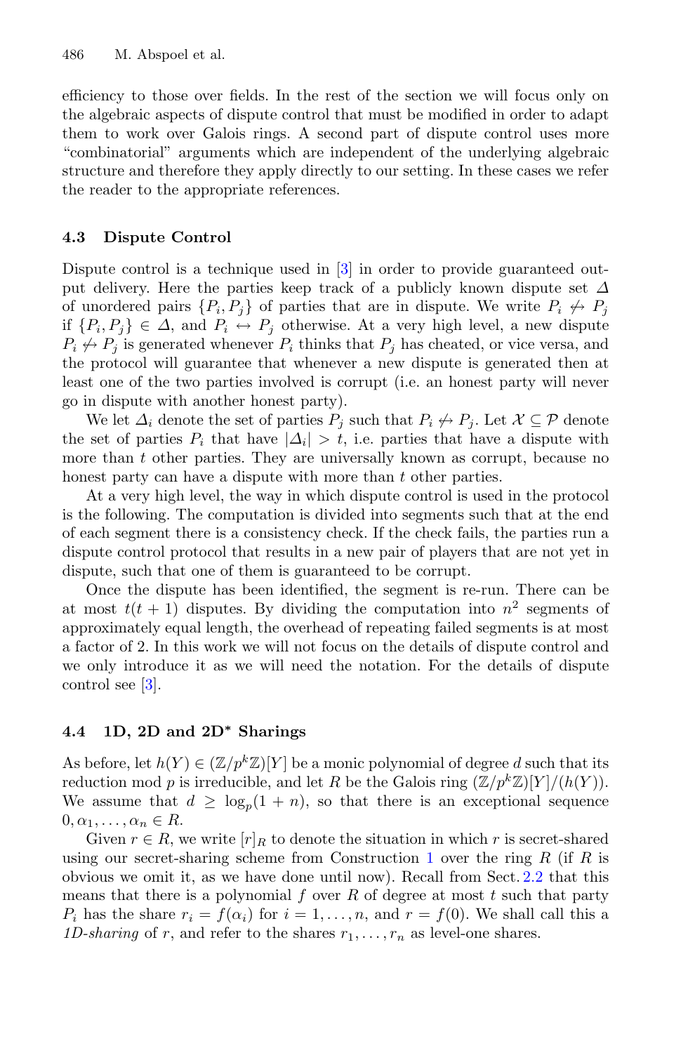efficiency to those over fields. In the rest of the section we will focus only on the algebraic aspects of dispute control that must be modified in order to adapt them to work over Galois rings. A second part of dispute control uses more "combinatorial" arguments which are independent of the underlying algebraic structure and therefore they apply directly to our setting. In these cases we refer the reader to the appropriate references.

### 4.3 Dispute Control

Dispute control is a technique used in [3] in order to provide guaranteed output delivery. Here the parties keep track of a publicly known dispute set $\Delta$ of unordered pairs $\{P_i, P_j\}$ of parties that are in dispute. We write $P_i \not\leftrightarrow P_j$ if $\{P_i, P_j\} \in \Delta$, and $P_i \leftrightarrow P_j$ otherwise. At a very high level, a new dispute $P_i \not\leftrightarrow P_j$ is generated whenever $P_i$ thinks that $P_j$ has cheated, or vice versa, and the protocol will guarantee that whenever a new dispute is generated then at least one of the two parties involved is corrupt (i.e. an honest party will never go in dispute with another honest party).

We let $\Delta_i$ denote the set of parties $P_j$ such that $P_i \not\leftrightarrow P_j$. Let $\mathcal{X} \subseteq \mathcal{P}$ denote the set of parties $P_i$ that have $|\Delta_i| > t$, i.e. parties that have a dispute with more than $t$ other parties. They are universally known as corrupt, because no honest party can have a dispute with more than $t$ other parties.

At a very high level, the way in which dispute control is used in the protocol is the following. The computation is divided into segments such that at the end of each segment there is a consistency check. If the check fails, the parties run a dispute control protocol that results in a new pair of players that are not yet in dispute, such that one of them is guaranteed to be corrupt.

Once the dispute has been identified, the segment is re-run. There can be at most $t(t+1)$ disputes. By dividing the computation into $n^2$ segments of approximately equal length, the overhead of repeating failed segments is at most a factor of 2. In this work we will not focus on the details of dispute control and we only introduce it as we will need the notation. For the details of dispute control see [3].

### 4.4 1D, 2D and 2D* Sharings

As before, let $h(Y) \in (\mathbb{Z}/p^k\mathbb{Z})[Y]$ be a monic polynomial of degree $d$ such that its reduction mod $p$ is irreducible, and let $R$ be the Galois ring $(\mathbb{Z}/p^k\mathbb{Z})[Y]/(h(Y))$. We assume that $d \geq \log_p(1+n)$, so that there is an exceptional sequence $0, \alpha_1, \ldots, \alpha_n \in R$.

Given $r \in R$, we write $[r]_R$ to denote the situation in which $r$ is secret-shared using our secret-sharing scheme from Construction 1 over the ring $R$ (if $R$ is obvious we omit it, as we have done until now). Recall from Sect. 2.2 that this means that there is a polynomial $f$ over $R$ of degree at most $t$ such that party $P_i$ has the share $r_i = f(\alpha_i)$ for $i = 1, \ldots, n$, and $r = f(0)$. We shall call this a *1D-sharing* of $r$, and refer to the shares $r_1, \ldots, r_n$ as level-one shares.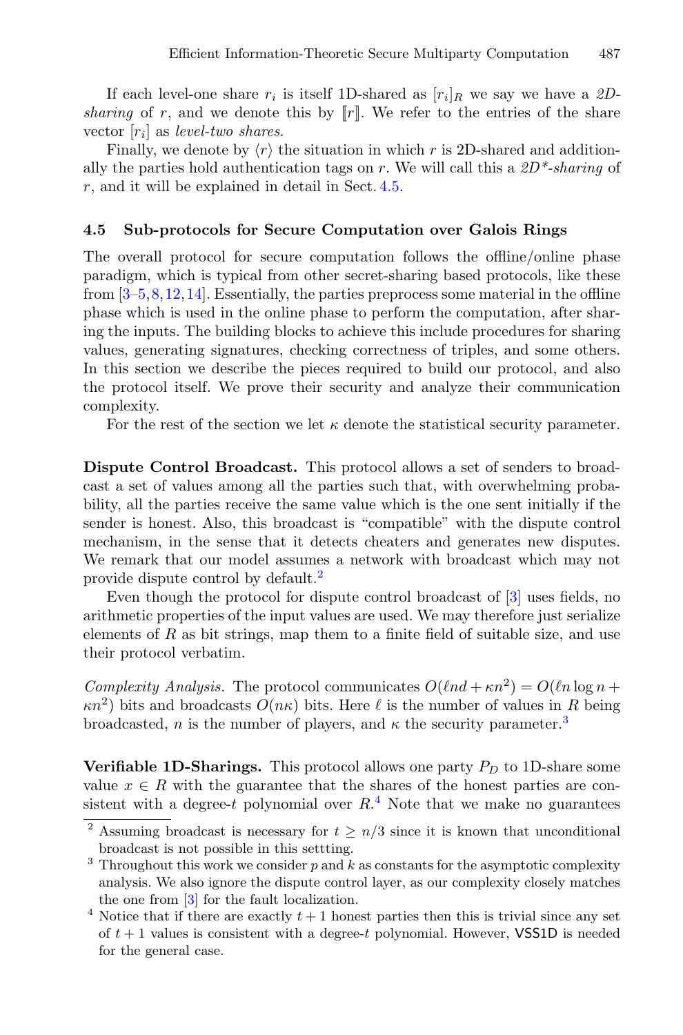If each level-one share $r_i$ is itself 1D-shared as $[r_i]_R$ we say we have a *2D-sharing* of $r$, and we denote this by $[\![r]\!]$. We refer to the entries of the share vector $[r_i]$ as *level-two shares*.

Finally, we denote by $\langle r \rangle$ the situation in which $r$ is 2D-shared and additionally the parties hold authentication tags on $r$. We will call this a *2D\*-sharing* of $r$, and it will be explained in detail in Sect. 4.5.

### 4.5 Sub-protocols for Secure Computation over Galois Rings

The overall protocol for secure computation follows the offline/online phase paradigm, which is typical from other secret-sharing based protocols, like these from [3–5,8,12,14]. Essentially, the parties preprocess some material in the offline phase which is used in the online phase to perform the computation, after sharing the inputs. The building blocks to achieve this include procedures for sharing values, generating signatures, checking correctness of triples, and some others. In this section we describe the pieces required to build our protocol, and also the protocol itself. We prove their security and analyze their communication complexity.

For the rest of the section we let $\kappa$ denote the statistical security parameter.

**Dispute Control Broadcast.** This protocol allows a set of senders to broadcast a set of values among all the parties such that, with overwhelming probability, all the parties receive the same value which is the one sent initially if the sender is honest. Also, this broadcast is "compatible" with the dispute control mechanism, in the sense that it detects cheaters and generates new disputes. We remark that our model assumes a network with broadcast which may not provide dispute control by default.[2]

Even though the protocol for dispute control broadcast of [3] uses fields, no arithmetic properties of the input values are used. We may therefore just serialize elements of $R$ as bit strings, map them to a finite field of suitable size, and use their protocol verbatim.

*Complexity Analysis.* The protocol communicates $O(\ell n d + \kappa n^2) = O(\ell n \log n + \kappa n^2)$ bits and broadcasts $O(n\kappa)$ bits. Here $\ell$ is the number of values in $R$ being broadcasted, $n$ is the number of players, and $\kappa$ the security parameter.[3]

**Verifiable 1D-Sharings.** This protocol allows one party $P_D$ to 1D-share some value $x \in R$ with the guarantee that the shares of the honest parties are consistent with a degree-$t$ polynomial over $R$.[4] Note that we make no guarantees

[2] Assuming broadcast is necessary for $t \geq n/3$ since it is known that unconditional broadcast is not possible in this settting.

[3] Throughout this work we consider $p$ and $k$ as constants for the asymptotic complexity analysis. We also ignore the dispute control layer, as our complexity closely matches the one from [3] for the fault localization.

[4] Notice that if there are exactly $t+1$ honest parties then this is trivial since any set of $t+1$ values is consistent with a degree-$t$ polynomial. However, VSS1D is needed for the general case.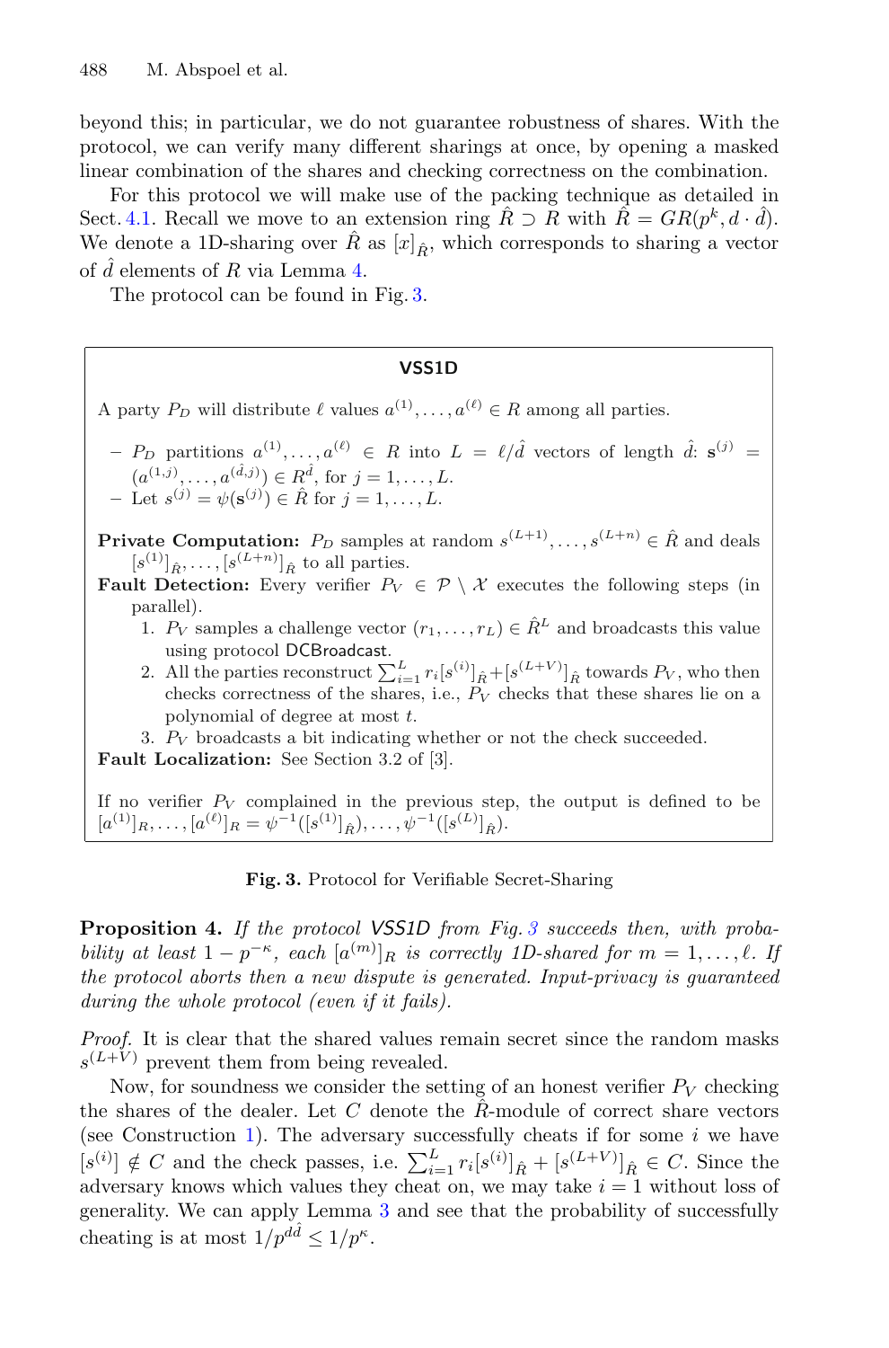beyond this; in particular, we do not guarantee robustness of shares. With the protocol, we can verify many different sharings at once, by opening a masked linear combination of the shares and checking correctness on the combination.

For this protocol we will make use of the packing technique as detailed in Sect. 4.1. Recall we move to an extension ring $\hat{R} \supset R$ with $\hat{R} = GR(p^k, d \cdot \hat{d})$. We denote a 1D-sharing over $\hat{R}$ as $[x]_{\hat{R}}$, which corresponds to sharing a vector of $\hat{d}$ elements of $R$ via Lemma 4.

The protocol can be found in Fig. 3.

---

**VSS1D**

A party $P_D$ will distribute $\ell$ values $a^{(1)}, \ldots, a^{(\ell)} \in R$ among all parties.

- $P_D$ partitions $a^{(1)}, \ldots, a^{(\ell)} \in R$ into $L = \ell/\hat{d}$ vectors of length $\hat{d}$: $\mathbf{s}^{(j)} = (a^{(1,j)}, \ldots, a^{(\hat{d},j)}) \in R^{\hat{d}}$, for $j = 1, \ldots, L$.
- Let $s^{(j)} = \psi(\mathbf{s}^{(j)}) \in \hat{R}$ for $j = 1, \ldots, L$.

**Private Computation:** $P_D$ samples at random $s^{(L+1)}, \ldots, s^{(L+n)} \in \hat{R}$ and deals $[s^{(1)}]_{\hat{R}}, \ldots, [s^{(L+n)}]_{\hat{R}}$ to all parties.

**Fault Detection:** Every verifier $P_V \in \mathcal{P} \setminus \mathcal{X}$ executes the following steps (in parallel).

1. $P_V$ samples a challenge vector $(r_1, \ldots, r_L) \in \hat{R}^L$ and broadcasts this value using protocol DCBroadcast.
2. All the parties reconstruct $\sum_{i=1}^{L} r_i [s^{(i)}]_{\hat{R}} + [s^{(L+V)}]_{\hat{R}}$ towards $P_V$, who then checks correctness of the shares, i.e., $P_V$ checks that these shares lie on a polynomial of degree at most $t$.
3. $P_V$ broadcasts a bit indicating whether or not the check succeeded.

**Fault Localization:** See Section 3.2 of [3].

If no verifier $P_V$ complained in the previous step, the output is defined to be $[a^{(1)}]_R, \ldots, [a^{(\ell)}]_R = \psi^{-1}([s^{(1)}]_{\hat{R}}), \ldots, \psi^{-1}([s^{(L)}]_{\hat{R}})$.

---

**Fig. 3.** Protocol for Verifiable Secret-Sharing

**Proposition 4.** *If the protocol VSS1D from Fig. 3 succeeds then, with probability at least $1 - p^{-\kappa}$, each $[a^{(m)}]_R$ is correctly 1D-shared for $m = 1, \ldots, \ell$. If the protocol aborts then a new dispute is generated. Input-privacy is guaranteed during the whole protocol (even if it fails).*

*Proof.* It is clear that the shared values remain secret since the random masks $s^{(L+V)}$ prevent them from being revealed.

Now, for soundness we consider the setting of an honest verifier $P_V$ checking the shares of the dealer. Let $C$ denote the $\hat{R}$-module of correct share vectors (see Construction 1). The adversary successfully cheats if for some $i$ we have $[s^{(i)}] \notin C$ and the check passes, i.e. $\sum_{i=1}^{L} r_i [s^{(i)}]_{\hat{R}} + [s^{(L+V)}]_{\hat{R}} \in C$. Since the adversary knows which values they cheat on, we may take $i = 1$ without loss of generality. We can apply Lemma 3 and see that the probability of successfully cheating is at most $1/p^{d\hat{d}} \leq 1/p^{\kappa}$.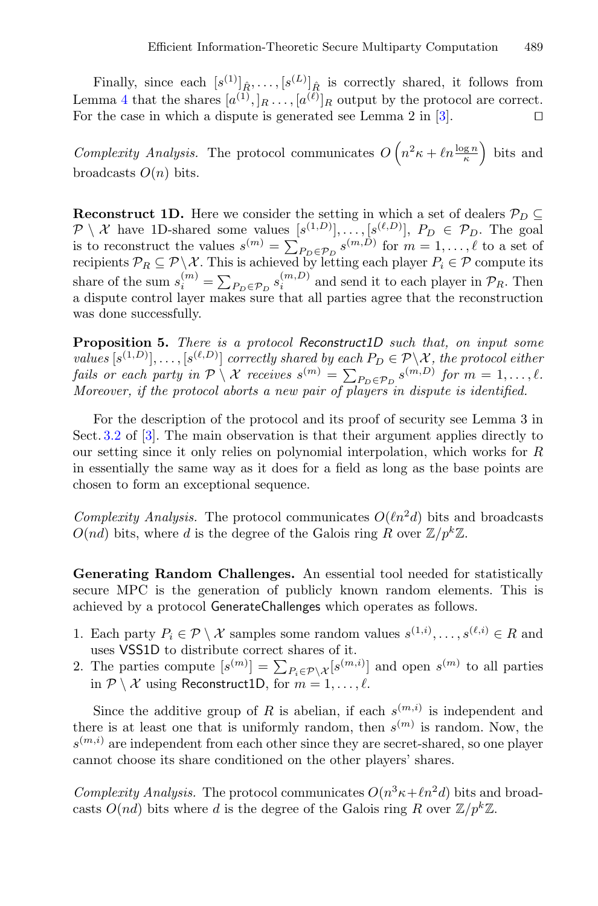Finally, since each $[s^{(1)}]_{\hat{R}}, \ldots, [s^{(L)}]_{\hat{R}}$ is correctly shared, it follows from Lemma 4 that the shares $[a^{(1)}, ]_R \ldots, [a^{(\ell)}]_R$ output by the protocol are correct. For the case in which a dispute is generated see Lemma 2 in [3]. ◻

*Complexity Analysis.* The protocol communicates $O\left(n^2\kappa + \ell n \frac{\log n}{\kappa}\right)$ bits and broadcasts $O(n)$ bits.

**Reconstruct 1D.** Here we consider the setting in which a set of dealers $\mathcal{P}_D \subseteq \mathcal{P} \setminus \mathcal{X}$ have 1D-shared some values $[s^{(1,D)}], \ldots, [s^{(\ell,D)}]$, $P_D \in \mathcal{P}_D$. The goal is to reconstruct the values $s^{(m)} = \sum_{P_D \in \mathcal{P}_D} s^{(m,D)}$ for $m = 1, \ldots, \ell$ to a set of recipients $\mathcal{P}_R \subseteq \mathcal{P} \setminus \mathcal{X}$. This is achieved by letting each player $P_i \in \mathcal{P}$ compute its share of the sum $s_i^{(m)} = \sum_{P_D \in \mathcal{P}_D} s_i^{(m,D)}$ and send it to each player in $\mathcal{P}_R$. Then a dispute control layer makes sure that all parties agree that the reconstruction was done successfully.

**Proposition 5.** *There is a protocol* Reconstruct1D *such that, on input some values* $[s^{(1,D)}], \ldots, [s^{(\ell,D)}]$ *correctly shared by each* $P_D \in \mathcal{P} \setminus \mathcal{X}$*, the protocol either fails or each party in* $\mathcal{P} \setminus \mathcal{X}$ *receives* $s^{(m)} = \sum_{P_D \in \mathcal{P}_D} s^{(m,D)}$ *for* $m = 1, \ldots, \ell$*. Moreover, if the protocol aborts a new pair of players in dispute is identified.*

For the description of the protocol and its proof of security see Lemma 3 in Sect. 3.2 of [3]. The main observation is that their argument applies directly to our setting since it only relies on polynomial interpolation, which works for $R$ in essentially the same way as it does for a field as long as the base points are chosen to form an exceptional sequence.

*Complexity Analysis.* The protocol communicates $O(\ell n^2 d)$ bits and broadcasts $O(nd)$ bits, where $d$ is the degree of the Galois ring $R$ over $\mathbb{Z}/p^k\mathbb{Z}$.

**Generating Random Challenges.** An essential tool needed for statistically secure MPC is the generation of publicly known random elements. This is achieved by a protocol GenerateChallenges which operates as follows.

1. Each party $P_i \in \mathcal{P} \setminus \mathcal{X}$ samples some random values $s^{(1,i)}, \ldots, s^{(\ell,i)} \in R$ and uses VSS1D to distribute correct shares of it.
2. The parties compute $[s^{(m)}] = \sum_{P_i \in \mathcal{P} \setminus \mathcal{X}} [s^{(m,i)}]$ and open $s^{(m)}$ to all parties in $\mathcal{P} \setminus \mathcal{X}$ using Reconstruct1D, for $m = 1, \ldots, \ell$.

Since the additive group of $R$ is abelian, if each $s^{(m,i)}$ is independent and there is at least one that is uniformly random, then $s^{(m)}$ is random. Now, the $s^{(m,i)}$ are independent from each other since they are secret-shared, so one player cannot choose its share conditioned on the other players' shares.

*Complexity Analysis.* The protocol communicates $O(n^3\kappa + \ell n^2 d)$ bits and broadcasts $O(nd)$ bits where $d$ is the degree of the Galois ring $R$ over $\mathbb{Z}/p^k\mathbb{Z}$.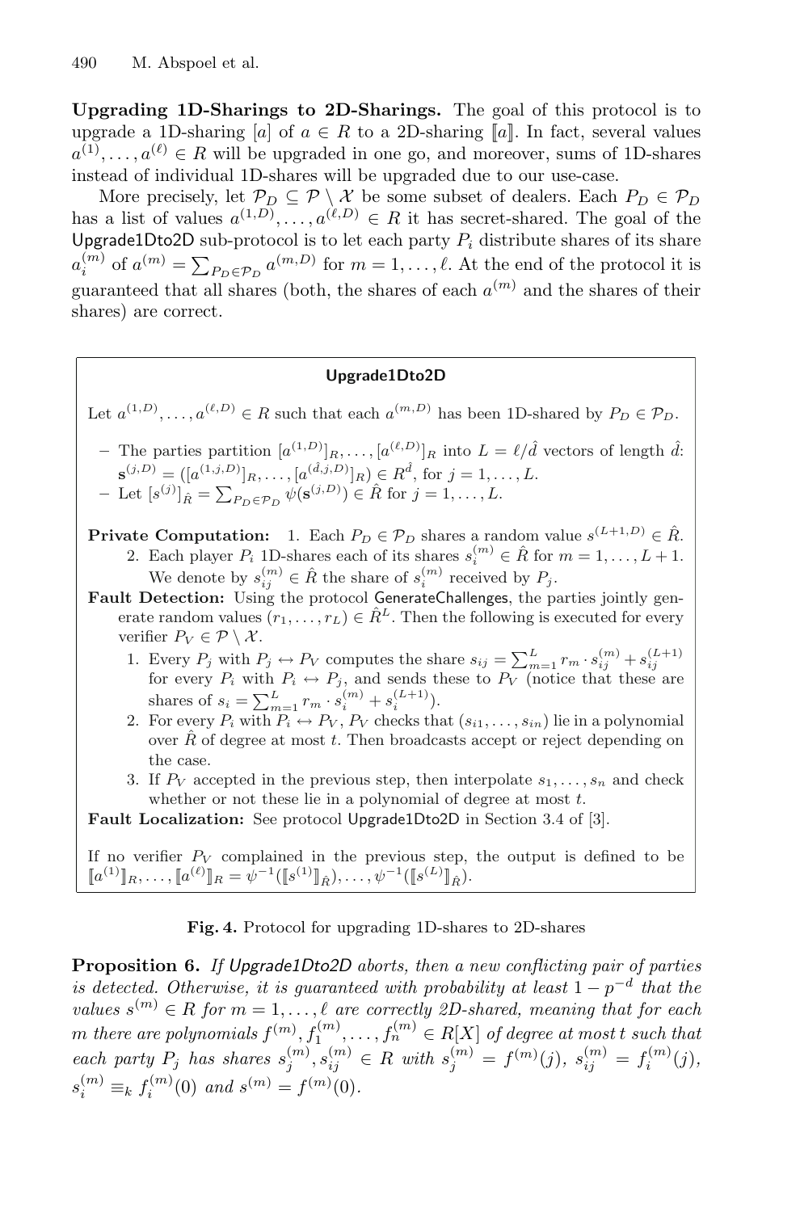**Upgrading 1D-Sharings to 2D-Sharings.** The goal of this protocol is to upgrade a 1D-sharing $[a]$ of $a \in R$ to a 2D-sharing $[\![a]\!]$. In fact, several values $a^{(1)}, \ldots, a^{(\ell)} \in R$ will be upgraded in one go, and moreover, sums of 1D-shares instead of individual 1D-shares will be upgraded due to our use-case.

More precisely, let $\mathcal{P}_D \subseteq \mathcal{P} \setminus \mathcal{X}$ be some subset of dealers. Each $P_D \in \mathcal{P}_D$ has a list of values $a^{(1,D)}, \ldots, a^{(\ell,D)} \in R$ it has secret-shared. The goal of the Upgrade1Dto2D sub-protocol is to let each party $P_i$ distribute shares of its share $a_i^{(m)}$ of $a^{(m)} = \sum_{P_D \in \mathcal{P}_D} a^{(m,D)}$ for $m = 1, \ldots, \ell$. At the end of the protocol it is guaranteed that all shares (both, the shares of each $a^{(m)}$ and the shares of their shares) are correct.

---

**Upgrade1Dto2D**

Let $a^{(1,D)}, \ldots, a^{(\ell,D)} \in R$ such that each $a^{(m,D)}$ has been 1D-shared by $P_D \in \mathcal{P}_D$.

- The parties partition $[a^{(1,D)}]_R, \ldots, [a^{(\ell,D)}]_R$ into $L = \ell/\hat{d}$ vectors of length $\hat{d}$: $\mathbf{s}^{(j,D)} = ([a^{(1,j,D)}]_R, \ldots, [a^{(\hat{d},j,D)}]_R) \in R^{\hat{d}}$, for $j = 1, \ldots, L$.
- Let $[s^{(j)}]_{\hat{R}} = \sum_{P_D \in \mathcal{P}_D} \psi(\mathbf{s}^{(j,D)}) \in \hat{R}$ for $j = 1, \ldots, L$.

**Private Computation:**
1. Each $P_D \in \mathcal{P}_D$ shares a random value $s^{(L+1,D)} \in \hat{R}$.
2. Each player $P_i$ 1D-shares each of its shares $s_i^{(m)} \in \hat{R}$ for $m = 1, \ldots, L+1$. We denote by $s_{ij}^{(m)} \in \hat{R}$ the share of $s_i^{(m)}$ received by $P_j$.

**Fault Detection:** Using the protocol GenerateChallenges, the parties jointly generate random values $(r_1, \ldots, r_L) \in \hat{R}^L$. Then the following is executed for every verifier $P_V \in \mathcal{P} \setminus \mathcal{X}$.
1. Every $P_j$ with $P_j \leftrightarrow P_V$ computes the share $s_{ij} = \sum_{m=1}^{L} r_m \cdot s_{ij}^{(m)} + s_{ij}^{(L+1)}$ for every $P_i$ with $P_i \leftrightarrow P_j$, and sends these to $P_V$ (notice that these are shares of $s_i = \sum_{m=1}^{L} r_m \cdot s_i^{(m)} + s_i^{(L+1)}$).
2. For every $P_i$ with $P_i \leftrightarrow P_V$, $P_V$ checks that $(s_{i1}, \ldots, s_{in})$ lie in a polynomial over $\hat{R}$ of degree at most $t$. Then broadcasts accept or reject depending on the case.
3. If $P_V$ accepted in the previous step, then interpolate $s_1, \ldots, s_n$ and check whether or not these lie in a polynomial of degree at most $t$.

**Fault Localization:** See protocol Upgrade1Dto2D in Section 3.4 of [3].

If no verifier $P_V$ complained in the previous step, the output is defined to be $[\![a^{(1)}]\!]_R, \ldots, [\![a^{(\ell)}]\!]_R = \psi^{-1}([\![s^{(1)}]\!]_{\hat{R}}), \ldots, \psi^{-1}([\![s^{(L)}]\!]_{\hat{R}})$.

---

**Fig. 4.** Protocol for upgrading 1D-shares to 2D-shares

**Proposition 6.** *If Upgrade1Dto2D aborts, then a new conflicting pair of parties is detected. Otherwise, it is guaranteed with probability at least $1 - p^{-d}$ that the values $s^{(m)} \in R$ for $m = 1, \ldots, \ell$ are correctly 2D-shared, meaning that for each $m$ there are polynomials $f^{(m)}, f_1^{(m)}, \ldots, f_n^{(m)} \in R[X]$ of degree at most $t$ such that each party $P_j$ has shares $s_j^{(m)}, s_{ij}^{(m)} \in R$ with $s_j^{(m)} = f^{(m)}(j)$, $s_{ij}^{(m)} = f_i^{(m)}(j)$, $s_i^{(m)} \equiv_k f_i^{(m)}(0)$ and $s^{(m)} = f^{(m)}(0)$.*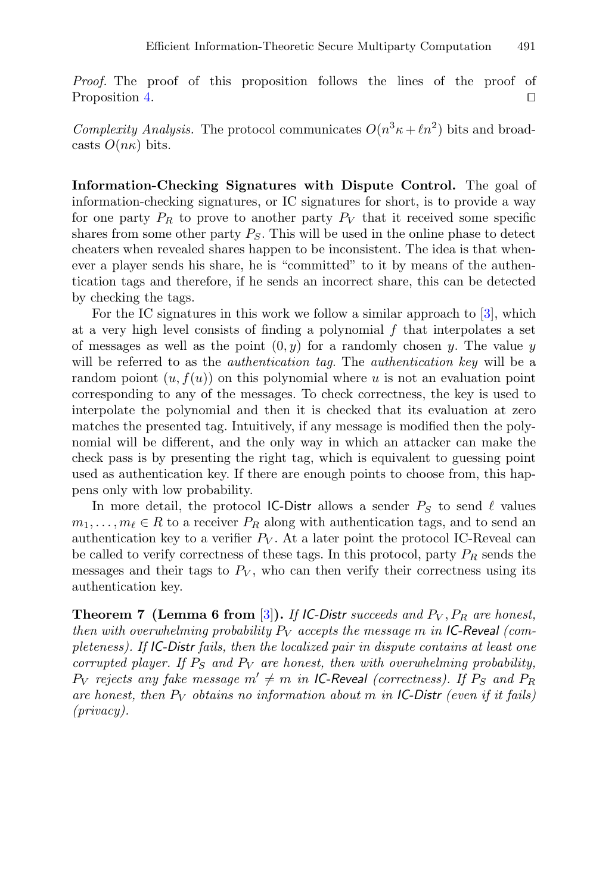*Proof.* The proof of this proposition follows the lines of the proof of Proposition 4. ◻

*Complexity Analysis.* The protocol communicates $O(n^3\kappa + \ell n^2)$ bits and broadcasts $O(n\kappa)$ bits.

**Information-Checking Signatures with Dispute Control.** The goal of information-checking signatures, or IC signatures for short, is to provide a way for one party $P_R$ to prove to another party $P_V$ that it received some specific shares from some other party $P_S$. This will be used in the online phase to detect cheaters when revealed shares happen to be inconsistent. The idea is that whenever a player sends his share, he is "committed" to it by means of the authentication tags and therefore, if he sends an incorrect share, this can be detected by checking the tags.

For the IC signatures in this work we follow a similar approach to [3], which at a very high level consists of finding a polynomial $f$ that interpolates a set of messages as well as the point $(0, y)$ for a randomly chosen $y$. The value $y$ will be referred to as the *authentication tag*. The *authentication key* will be a random poiont $(u, f(u))$ on this polynomial where $u$ is not an evaluation point corresponding to any of the messages. To check correctness, the key is used to interpolate the polynomial and then it is checked that its evaluation at zero matches the presented tag. Intuitively, if any message is modified then the polynomial will be different, and the only way in which an attacker can make the check pass is by presenting the right tag, which is equivalent to guessing point used as authentication key. If there are enough points to choose from, this happens only with low probability.

In more detail, the protocol IC-Distr allows a sender $P_S$ to send $\ell$ values $m_1, \ldots, m_\ell \in R$ to a receiver $P_R$ along with authentication tags, and to send an authentication key to a verifier $P_V$. At a later point the protocol IC-Reveal can be called to verify correctness of these tags. In this protocol, party $P_R$ sends the messages and their tags to $P_V$, who can then verify their correctness using its authentication key.

**Theorem 7 (Lemma 6 from [3]).** *If IC-Distr succeeds and $P_V, P_R$ are honest, then with overwhelming probability $P_V$ accepts the message $m$ in IC-Reveal (completeness). If IC-Distr fails, then the localized pair in dispute contains at least one corrupted player. If $P_S$ and $P_V$ are honest, then with overwhelming probability, $P_V$ rejects any fake message $m' \neq m$ in IC-Reveal (correctness). If $P_S$ and $P_R$ are honest, then $P_V$ obtains no information about $m$ in IC-Distr (even if it fails) (privacy).*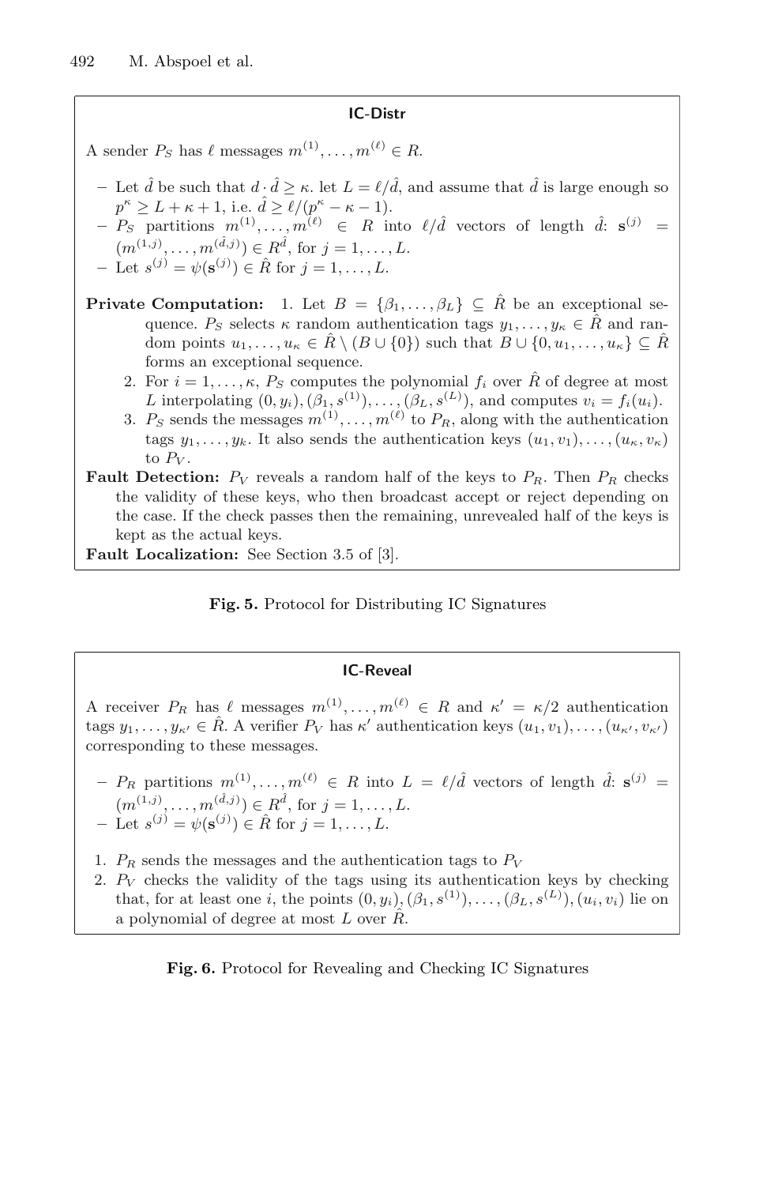**IC-Distr**

A sender $P_S$ has $\ell$ messages $m^{(1)}, \ldots, m^{(\ell)} \in R$.

- Let $\hat{d}$ be such that $d \cdot \hat{d} \geq \kappa$. let $L = \ell/\hat{d}$, and assume that $\hat{d}$ is large enough so $p^\kappa \geq L + \kappa + 1$, i.e. $\hat{d} \geq \ell/(p^\kappa - \kappa - 1)$.
- $P_S$ partitions $m^{(1)}, \ldots, m^{(\ell)} \in R$ into $\ell/\hat{d}$ vectors of length $\hat{d}$: $\mathbf{s}^{(j)} = (m^{(1,j)}, \ldots, m^{(\hat{d},j)}) \in R^{\hat{d}}$, for $j = 1, \ldots, L$.
- Let $s^{(j)} = \psi(\mathbf{s}^{(j)}) \in \hat{R}$ for $j = 1, \ldots, L$.

**Private Computation:**
1. Let $B = \{\beta_1, \ldots, \beta_L\} \subseteq \hat{R}$ be an exceptional sequence. $P_S$ selects $\kappa$ random authentication tags $y_1, \ldots, y_\kappa \in \hat{R}$ and random points $u_1, \ldots, u_\kappa \in \hat{R} \setminus (B \cup \{0\})$ such that $B \cup \{0, u_1, \ldots, u_\kappa\} \subseteq \hat{R}$ forms an exceptional sequence.
2. For $i = 1, \ldots, \kappa$, $P_S$ computes the polynomial $f_i$ over $\hat{R}$ of degree at most $L$ interpolating $(0, y_i), (\beta_1, s^{(1)}), \ldots, (\beta_L, s^{(L)})$, and computes $v_i = f_i(u_i)$.
3. $P_S$ sends the messages $m^{(1)}, \ldots, m^{(\ell)}$ to $P_R$, along with the authentication tags $y_1, \ldots, y_k$. It also sends the authentication keys $(u_1, v_1), \ldots, (u_\kappa, v_\kappa)$ to $P_V$.

**Fault Detection:** $P_V$ reveals a random half of the keys to $P_R$. Then $P_R$ checks the validity of these keys, who then broadcast accept or reject depending on the case. If the check passes then the remaining, unrevealed half of the keys is kept as the actual keys.

**Fault Localization:** See Section 3.5 of [3].

**Fig. 5.** Protocol for Distributing IC Signatures

**IC-Reveal**

A receiver $P_R$ has $\ell$ messages $m^{(1)}, \ldots, m^{(\ell)} \in R$ and $\kappa' = \kappa/2$ authentication tags $y_1, \ldots, y_{\kappa'} \in \hat{R}$. A verifier $P_V$ has $\kappa'$ authentication keys $(u_1, v_1), \ldots, (u_{\kappa'}, v_{\kappa'})$ corresponding to these messages.

- $P_R$ partitions $m^{(1)}, \ldots, m^{(\ell)} \in R$ into $L = \ell/\hat{d}$ vectors of length $\hat{d}$: $\mathbf{s}^{(j)} = (m^{(1,j)}, \ldots, m^{(\hat{d},j)}) \in R^{\hat{d}}$, for $j = 1, \ldots, L$.
- Let $s^{(j)} = \psi(\mathbf{s}^{(j)}) \in \hat{R}$ for $j = 1, \ldots, L$.

1. $P_R$ sends the messages and the authentication tags to $P_V$
2. $P_V$ checks the validity of the tags using its authentication keys by checking that, for at least one $i$, the points $(0, y_i), (\beta_1, s^{(1)}), \ldots, (\beta_L, s^{(L)}), (u_i, v_i)$ lie on a polynomial of degree at most $L$ over $\hat{R}$.

**Fig. 6.** Protocol for Revealing and Checking IC Signatures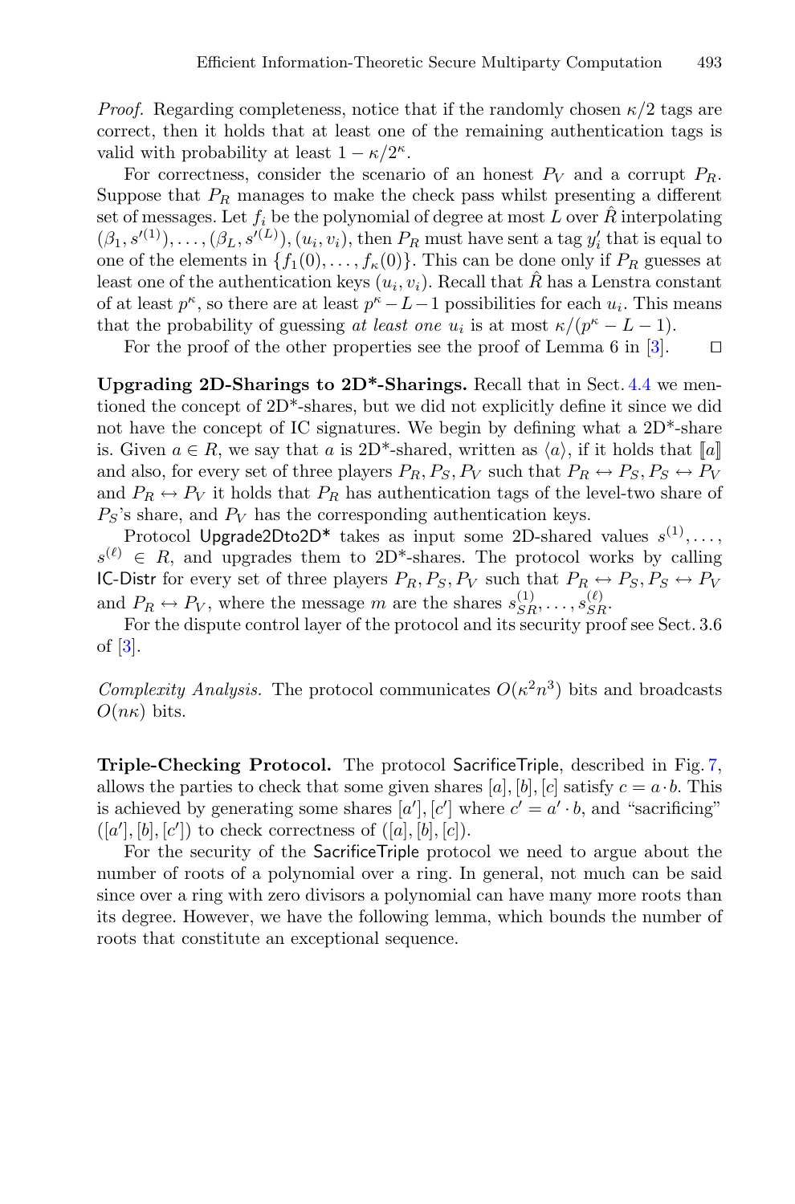*Proof.* Regarding completeness, notice that if the randomly chosen $\kappa/2$ tags are correct, then it holds that at least one of the remaining authentication tags is valid with probability at least $1 - \kappa/2^\kappa$.

For correctness, consider the scenario of an honest $P_V$ and a corrupt $P_R$. Suppose that $P_R$ manages to make the check pass whilst presenting a different set of messages. Let $f_i$ be the polynomial of degree at most $L$ over $\hat{R}$ interpolating $(\beta_1, s'^{(1)}), \ldots, (\beta_L, s'^{(L)}), (u_i, v_i)$, then $P_R$ must have sent a tag $y_i'$ that is equal to one of the elements in $\{f_1(0), \ldots, f_\kappa(0)\}$. This can be done only if $P_R$ guesses at least one of the authentication keys $(u_i, v_i)$. Recall that $\hat{R}$ has a Lenstra constant of at least $p^\kappa$, so there are at least $p^\kappa - L - 1$ possibilities for each $u_i$. This means that the probability of guessing *at least one* $u_i$ is at most $\kappa/(p^\kappa - L - 1)$.

For the proof of the other properties see the proof of Lemma 6 in [3]. $\square$

**Upgrading 2D-Sharings to 2D\*-Sharings.** Recall that in Sect. 4.4 we mentioned the concept of 2D\*-shares, but we did not explicitly define it since we did not have the concept of IC signatures. We begin by defining what a 2D\*-share is. Given $a \in R$, we say that $a$ is 2D\*-shared, written as $\langle a \rangle$, if it holds that $[\![a]\!]$ and also, for every set of three players $P_R, P_S, P_V$ such that $P_R \leftrightarrow P_S, P_S \leftrightarrow P_V$ and $P_R \leftrightarrow P_V$ it holds that $P_R$ has authentication tags of the level-two share of $P_S$'s share, and $P_V$ has the corresponding authentication keys.

Protocol Upgrade2Dto2D\* takes as input some 2D-shared values $s^{(1)}, \ldots, s^{(\ell)} \in R$, and upgrades them to 2D\*-shares. The protocol works by calling IC-Distr for every set of three players $P_R, P_S, P_V$ such that $P_R \leftrightarrow P_S, P_S \leftrightarrow P_V$ and $P_R \leftrightarrow P_V$, where the message $m$ are the shares $s_{SR}^{(1)}, \ldots, s_{SR}^{(\ell)}$.

For the dispute control layer of the protocol and its security proof see Sect. 3.6 of [3].

*Complexity Analysis.* The protocol communicates $O(\kappa^2 n^3)$ bits and broadcasts $O(n\kappa)$ bits.

**Triple-Checking Protocol.** The protocol SacrificeTriple, described in Fig. 7, allows the parties to check that some given shares $[a], [b], [c]$ satisfy $c = a \cdot b$. This is achieved by generating some shares $[a'], [c']$ where $c' = a' \cdot b$, and "sacrificing" $([a'], [b], [c'])$ to check correctness of $([a], [b], [c])$.

For the security of the SacrificeTriple protocol we need to argue about the number of roots of a polynomial over a ring. In general, not much can be said since over a ring with zero divisors a polynomial can have many more roots than its degree. However, we have the following lemma, which bounds the number of roots that constitute an exceptional sequence.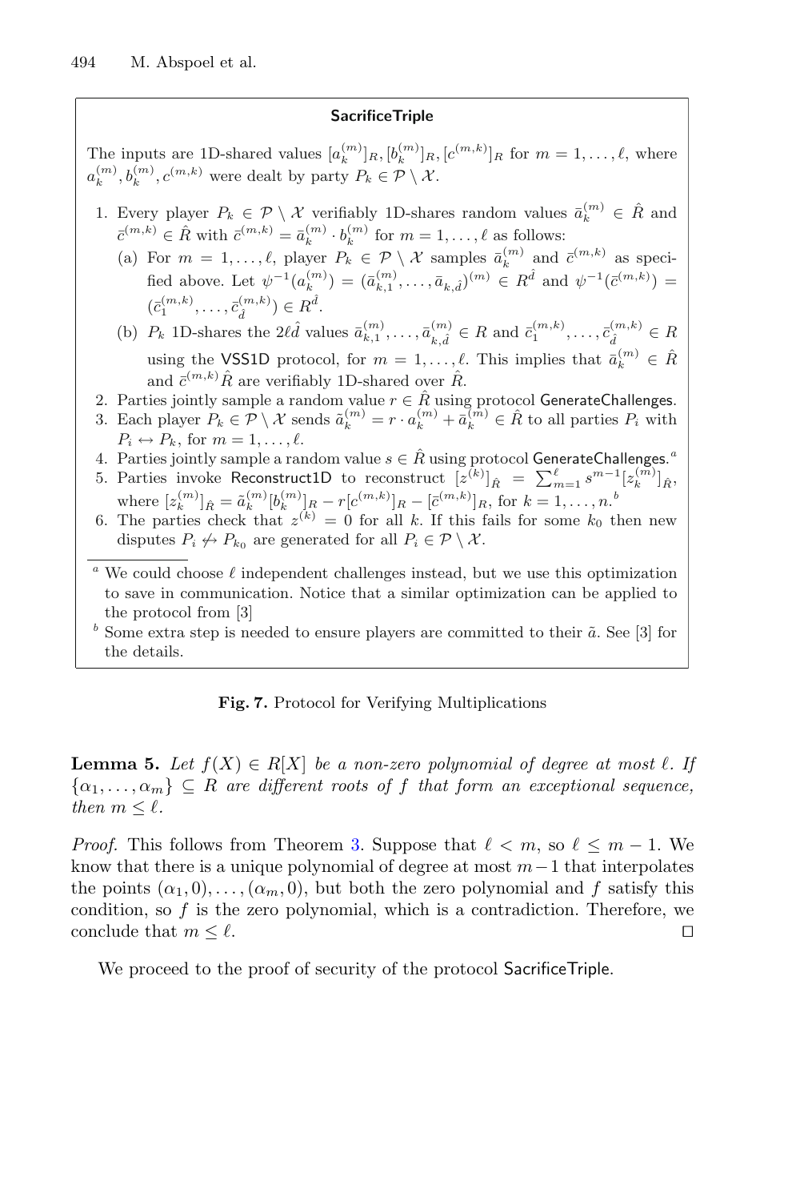**SacrificeTriple**

The inputs are 1D-shared values $[a_k^{(m)}]_R, [b_k^{(m)}]_R, [c^{(m,k)}]_R$ for $m = 1, \ldots, \ell$, where $a_k^{(m)}, b_k^{(m)}, c^{(m,k)}$ were dealt by party $P_k \in \mathcal{P} \setminus \mathcal{X}$.

1. Every player $P_k \in \mathcal{P} \setminus \mathcal{X}$ verifiably 1D-shares random values $\bar{a}_k^{(m)} \in \hat{R}$ and $\bar{c}^{(m,k)} \in \hat{R}$ with $\bar{c}^{(m,k)} = \bar{a}_k^{(m)} \cdot b_k^{(m)}$ for $m = 1, \ldots, \ell$ as follows:
   (a) For $m = 1, \ldots, \ell$, player $P_k \in \mathcal{P} \setminus \mathcal{X}$ samples $\bar{a}_k^{(m)}$ and $\bar{c}^{(m,k)}$ as specified above. Let $\psi^{-1}(a_k^{(m)}) = (\bar{a}_{k,1}, \ldots, \bar{a}_{k,\hat{d}})^{(m)} \in R^{\hat{d}}$ and $\psi^{-1}(\bar{c}^{(m,k)}) = (\bar{c}_1^{(m,k)}, \ldots, \bar{c}_{\hat{d}}^{(m,k)}) \in R^{\hat{d}}$.
   (b) $P_k$ 1D-shares the $2\ell\hat{d}$ values $\bar{a}_{k,1}^{(m)}, \ldots, \bar{a}_{k,\hat{d}}^{(m)} \in R$ and $\bar{c}_1^{(m,k)}, \ldots, \bar{c}_{\hat{d}}^{(m,k)} \in R$ using the VSS1D protocol, for $m = 1, \ldots, \ell$. This implies that $\bar{a}_k^{(m)} \in \hat{R}$ and $\bar{c}^{(m,k)}\hat{R}$ are verifiably 1D-shared over $\hat{R}$.
2. Parties jointly sample a random value $r \in \hat{R}$ using protocol GenerateChallenges.
3. Each player $P_k \in \mathcal{P} \setminus \mathcal{X}$ sends $\tilde{a}_k^{(m)} = r \cdot a_k^{(m)} + \bar{a}_k^{(m)} \in \hat{R}$ to all parties $P_i$ with $P_i \leftrightarrow P_k$, for $m = 1, \ldots, \ell$.
4. Parties jointly sample a random value $s \in \hat{R}$ using protocol GenerateChallenges.[a]
5. Parties invoke Reconstruct1D to reconstruct $[z^{(k)}]_{\hat{R}} = \sum_{m=1}^{\ell} s^{m-1}[z_k^{(m)}]_{\hat{R}}$, where $[z_k^{(m)}]_{\hat{R}} = \tilde{a}_k^{(m)}[b_k^{(m)}]_R - r[c^{(m,k)}]_R - [\bar{c}^{(m,k)}]_R$, for $k = 1, \ldots, n$.[b]
6. The parties check that $z^{(k)} = 0$ for all $k$. If this fails for some $k_0$ then new disputes $P_i \not\leftrightarrow P_{k_0}$ are generated for all $P_i \in \mathcal{P} \setminus \mathcal{X}$.

[a] We could choose $\ell$ independent challenges instead, but we use this optimization to save in communication. Notice that a similar optimization can be applied to the protocol from [3]

[b] Some extra step is needed to ensure players are committed to their $\tilde{a}$. See [3] for the details.

**Fig. 7.** Protocol for Verifying Multiplications

**Lemma 5.** *Let $f(X) \in R[X]$ be a non-zero polynomial of degree at most $\ell$. If $\{\alpha_1, \ldots, \alpha_m\} \subseteq R$ are different roots of $f$ that form an exceptional sequence, then $m \leq \ell$.*

*Proof.* This follows from Theorem 3. Suppose that $\ell < m$, so $\ell \leq m - 1$. We know that there is a unique polynomial of degree at most $m-1$ that interpolates the points $(\alpha_1, 0), \ldots, (\alpha_m, 0)$, but both the zero polynomial and $f$ satisfy this condition, so $f$ is the zero polynomial, which is a contradiction. Therefore, we conclude that $m \leq \ell$. $\square$

We proceed to the proof of security of the protocol SacrificeTriple.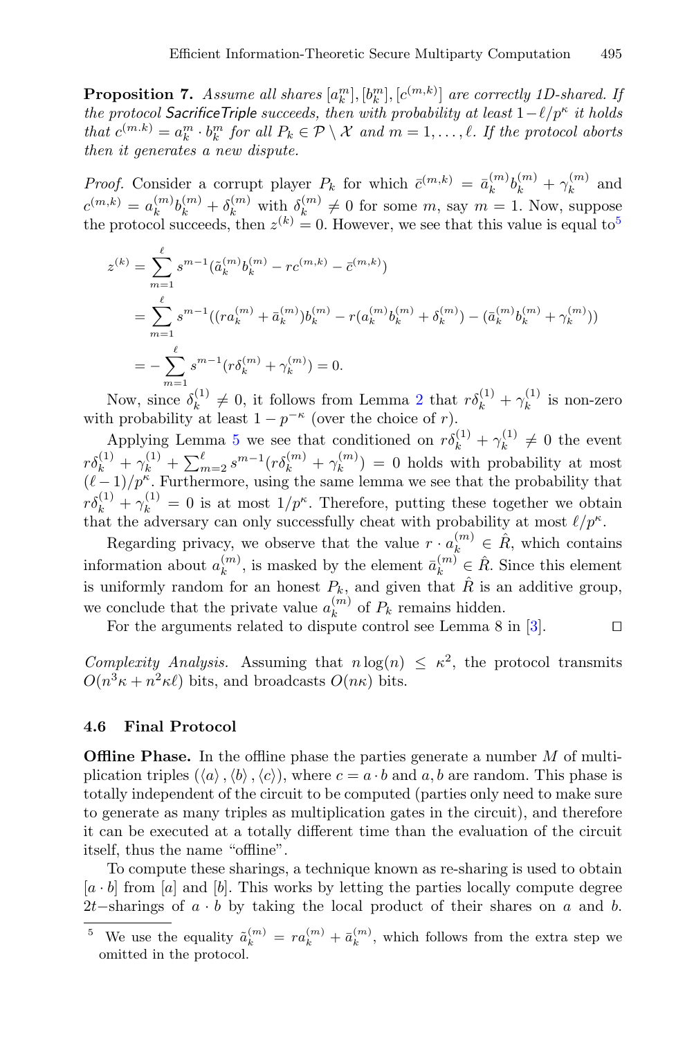**Proposition 7.** *Assume all shares $[a_k^m], [b_k^m], [c^{(m,k)}]$ are correctly 1D-shared. If the protocol* SacrificeTriple *succeeds, then with probability at least $1-\ell/p^\kappa$ it holds that $c^{(m.k)} = a_k^m \cdot b_k^m$ for all $P_k \in \mathcal{P} \setminus \mathcal{X}$ and $m = 1, \ldots, \ell$. If the protocol aborts then it generates a new dispute.*

*Proof.* Consider a corrupt player $P_k$ for which $\bar{c}^{(m,k)} = \bar{a}_k^{(m)} b_k^{(m)} + \gamma_k^{(m)}$ and $c^{(m,k)} = a_k^{(m)} b_k^{(m)} + \delta_k^{(m)}$ with $\delta_k^{(m)} \neq 0$ for some $m$, say $m = 1$. Now, suppose the protocol succeeds, then $z^{(k)} = 0$. However, we see that this value is equal to[5]

$$
\begin{aligned}
z^{(k)} &= \sum_{m=1}^{\ell} s^{m-1} (\tilde{a}_k^{(m)} b_k^{(m)} - r c^{(m,k)} - \bar{c}^{(m,k)}) \\
&= \sum_{m=1}^{\ell} s^{m-1} ((r a_k^{(m)} + \bar{a}_k^{(m)}) b_k^{(m)} - r(a_k^{(m)} b_k^{(m)} + \delta_k^{(m)}) - (\bar{a}_k^{(m)} b_k^{(m)} + \gamma_k^{(m)})) \\
&= -\sum_{m=1}^{\ell} s^{m-1} (r \delta_k^{(m)} + \gamma_k^{(m)}) = 0.
\end{aligned}
$$

Now, since $\delta_k^{(1)} \neq 0$, it follows from Lemma 2 that $r\delta_k^{(1)} + \gamma_k^{(1)}$ is non-zero with probability at least $1 - p^{-\kappa}$ (over the choice of $r$).

Applying Lemma 5 we see that conditioned on $r\delta_k^{(1)} + \gamma_k^{(1)} \neq 0$ the event $r\delta_k^{(1)} + \gamma_k^{(1)} + \sum_{m=2}^{\ell} s^{m-1}(r\delta_k^{(m)} + \gamma_k^{(m)}) = 0$ holds with probability at most $(\ell-1)/p^\kappa$. Furthermore, using the same lemma we see that the probability that $r\delta_k^{(1)} + \gamma_k^{(1)} = 0$ is at most $1/p^\kappa$. Therefore, putting these together we obtain that the adversary can only successfully cheat with probability at most $\ell/p^\kappa$.

Regarding privacy, we observe that the value $r \cdot a_k^{(m)} \in \hat{R}$, which contains information about $a_k^{(m)}$, is masked by the element $\bar{a}_k^{(m)} \in \hat{R}$. Since this element is uniformly random for an honest $P_k$, and given that $\hat{R}$ is an additive group, we conclude that the private value $a_k^{(m)}$ of $P_k$ remains hidden.

For the arguments related to dispute control see Lemma 8 in [3]. ◻

*Complexity Analysis.* Assuming that $n \log(n) \leq \kappa^2$, the protocol transmits $O(n^3\kappa + n^2\kappa\ell)$ bits, and broadcasts $O(n\kappa)$ bits.

### 4.6 Final Protocol

**Offline Phase.** In the offline phase the parties generate a number $M$ of multiplication triples $(\langle a \rangle, \langle b \rangle, \langle c \rangle)$, where $c = a \cdot b$ and $a, b$ are random. This phase is totally independent of the circuit to be computed (parties only need to make sure to generate as many triples as multiplication gates in the circuit), and therefore it can be executed at a totally different time than the evaluation of the circuit itself, thus the name "offline".

To compute these sharings, a technique known as re-sharing is used to obtain $[a \cdot b]$ from $[a]$ and $[b]$. This works by letting the parties locally compute degree $2t$−sharings of $a \cdot b$ by taking the local product of their shares on $a$ and $b$.

[5] We use the equality $\tilde{a}_k^{(m)} = r a_k^{(m)} + \bar{a}_k^{(m)}$, which follows from the extra step we omitted in the protocol.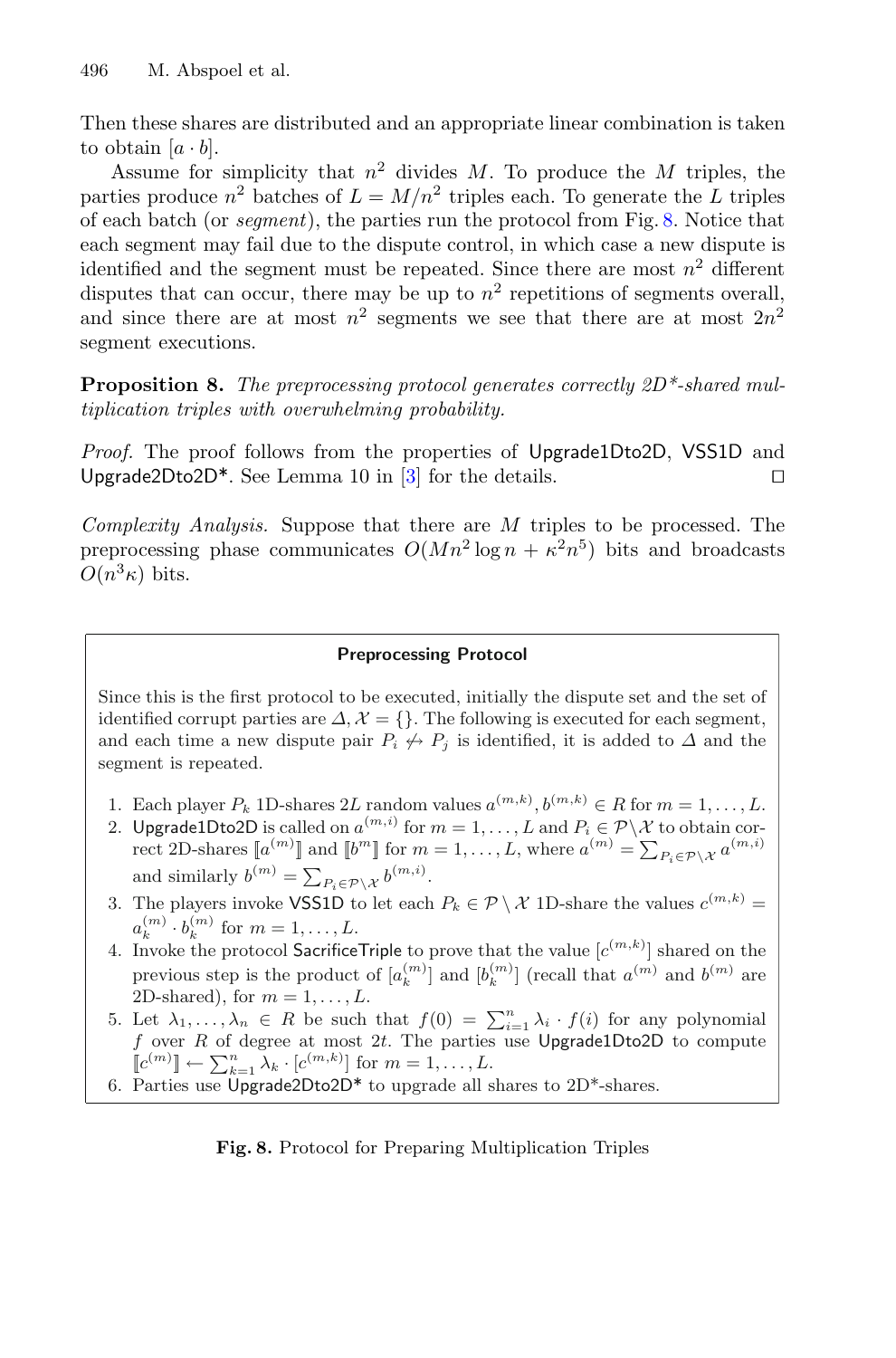Then these shares are distributed and an appropriate linear combination is taken to obtain $[a \cdot b]$.

Assume for simplicity that $n^2$ divides $M$. To produce the $M$ triples, the parties produce $n^2$ batches of $L = M/n^2$ triples each. To generate the $L$ triples of each batch (or *segment*), the parties run the protocol from Fig. 8. Notice that each segment may fail due to the dispute control, in which case a new dispute is identified and the segment must be repeated. Since there are most $n^2$ different disputes that can occur, there may be up to $n^2$ repetitions of segments overall, and since there are at most $n^2$ segments we see that there are at most $2n^2$ segment executions.

**Proposition 8.** *The preprocessing protocol generates correctly 2D\*-shared multiplication triples with overwhelming probability.*

*Proof.* The proof follows from the properties of Upgrade1Dto2D, VSS1D and Upgrade2Dto2D*. See Lemma 10 in [3] for the details. ◻

*Complexity Analysis.* Suppose that there are $M$ triples to be processed. The preprocessing phase communicates $O(Mn^2 \log n + \kappa^2 n^5)$ bits and broadcasts $O(n^3 \kappa)$ bits.

**Preprocessing Protocol**

Since this is the first protocol to be executed, initially the dispute set and the set of identified corrupt parties are $\Delta, \mathcal{X} = \{\}$. The following is executed for each segment, and each time a new dispute pair $P_i \not\leftrightarrow P_j$ is identified, it is added to $\Delta$ and the segment is repeated.

1. Each player $P_k$ 1D-shares $2L$ random values $a^{(m,k)}, b^{(m,k)} \in R$ for $m = 1, \ldots, L$.
2. Upgrade1Dto2D is called on $a^{(m,i)}$ for $m = 1, \ldots, L$ and $P_i \in \mathcal{P} \backslash \mathcal{X}$ to obtain correct 2D-shares $[\![a^{(m)}]\!]$ and $[\![b^{m}]\!]$ for $m = 1, \ldots, L$, where $a^{(m)} = \sum_{P_i \in \mathcal{P} \backslash \mathcal{X}} a^{(m,i)}$ and similarly $b^{(m)} = \sum_{P_i \in \mathcal{P} \backslash \mathcal{X}} b^{(m,i)}$.
3. The players invoke VSS1D to let each $P_k \in \mathcal{P} \setminus \mathcal{X}$ 1D-share the values $c^{(m,k)} = a_k^{(m)} \cdot b_k^{(m)}$ for $m = 1, \ldots, L$.
4. Invoke the protocol SacrificeTriple to prove that the value $[c^{(m,k)}]$ shared on the previous step is the product of $[a_k^{(m)}]$ and $[b_k^{(m)}]$ (recall that $a^{(m)}$ and $b^{(m)}$ are 2D-shared), for $m = 1, \ldots, L$.
5. Let $\lambda_1, \ldots, \lambda_n \in R$ be such that $f(0) = \sum_{i=1}^{n} \lambda_i \cdot f(i)$ for any polynomial $f$ over $R$ of degree at most $2t$. The parties use Upgrade1Dto2D to compute $[\![c^{(m)}]\!] \leftarrow \sum_{k=1}^{n} \lambda_k \cdot [c^{(m,k)}]$ for $m = 1, \ldots, L$.
6. Parties use Upgrade2Dto2D* to upgrade all shares to 2D*-shares.

**Fig. 8.** Protocol for Preparing Multiplication Triples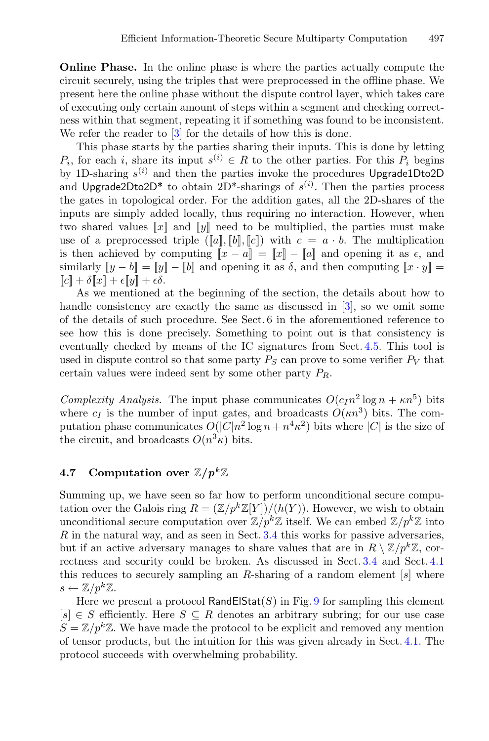**Online Phase.** In the online phase is where the parties actually compute the circuit securely, using the triples that were preprocessed in the offline phase. We present here the online phase without the dispute control layer, which takes care of executing only certain amount of steps within a segment and checking correctness within that segment, repeating it if something was found to be inconsistent. We refer the reader to [3] for the details of how this is done.

This phase starts by the parties sharing their inputs. This is done by letting $P_i$, for each $i$, share its input $s^{(i)} \in R$ to the other parties. For this $P_i$ begins by 1D-sharing $s^{(i)}$ and then the parties invoke the procedures Upgrade1Dto2D and Upgrade2Dto2D* to obtain 2D*-sharings of $s^{(i)}$. Then the parties process the gates in topological order. For the addition gates, all the 2D-shares of the inputs are simply added locally, thus requiring no interaction. However, when two shared values $[\![x]\!]$ and $[\![y]\!]$ need to be multiplied, the parties must make use of a preprocessed triple $([\![a]\!], [\![b]\!], [\![c]\!])$ with $c = a \cdot b$. The multiplication is then achieved by computing $[\![x - a]\!] = [\![x]\!] - [\![a]\!]$ and opening it as $\epsilon$, and similarly $[\![y - b]\!] = [\![y]\!] - [\![b]\!]$ and opening it as $\delta$, and then computing $[\![x \cdot y]\!] = [\![c]\!] + \delta[\![x]\!] + \epsilon[\![y]\!] + \epsilon\delta$.

As we mentioned at the beginning of the section, the details about how to handle consistency are exactly the same as discussed in [3], so we omit some of the details of such procedure. See Sect. 6 in the aforementioned reference to see how this is done precisely. Something to point out is that consistency is eventually checked by means of the IC signatures from Sect. 4.5. This tool is used in dispute control so that some party $P_S$ can prove to some verifier $P_V$ that certain values were indeed sent by some other party $P_R$.

*Complexity Analysis.* The input phase communicates $O(c_I n^2 \log n + \kappa n^5)$ bits where $c_I$ is the number of input gates, and broadcasts $O(\kappa n^3)$ bits. The computation phase communicates $O(|C| n^2 \log n + n^4 \kappa^2)$ bits where $|C|$ is the size of the circuit, and broadcasts $O(n^3 \kappa)$ bits.

### 4.7 Computation over $\mathbb{Z}/p^k\mathbb{Z}$

Summing up, we have seen so far how to perform unconditional secure computation over the Galois ring $R = (\mathbb{Z}/p^k\mathbb{Z}[Y])/(h(Y))$. However, we wish to obtain unconditional secure computation over $\mathbb{Z}/p^k\mathbb{Z}$ itself. We can embed $\mathbb{Z}/p^k\mathbb{Z}$ into $R$ in the natural way, and as seen in Sect. 3.4 this works for passive adversaries, but if an active adversary manages to share values that are in $R \setminus \mathbb{Z}/p^k\mathbb{Z}$, correctness and security could be broken. As discussed in Sect. 3.4 and Sect. 4.1 this reduces to securely sampling an $R$-sharing of a random element $[s]$ where $s \leftarrow \mathbb{Z}/p^k\mathbb{Z}$.

Here we present a protocol RandElStat$(S)$ in Fig. 9 for sampling this element $[s] \in S$ efficiently. Here $S \subseteq R$ denotes an arbitrary subring; for our use case $S = \mathbb{Z}/p^k\mathbb{Z}$. We have made the protocol to be explicit and removed any mention of tensor products, but the intuition for this was given already in Sect. 4.1. The protocol succeeds with overwhelming probability.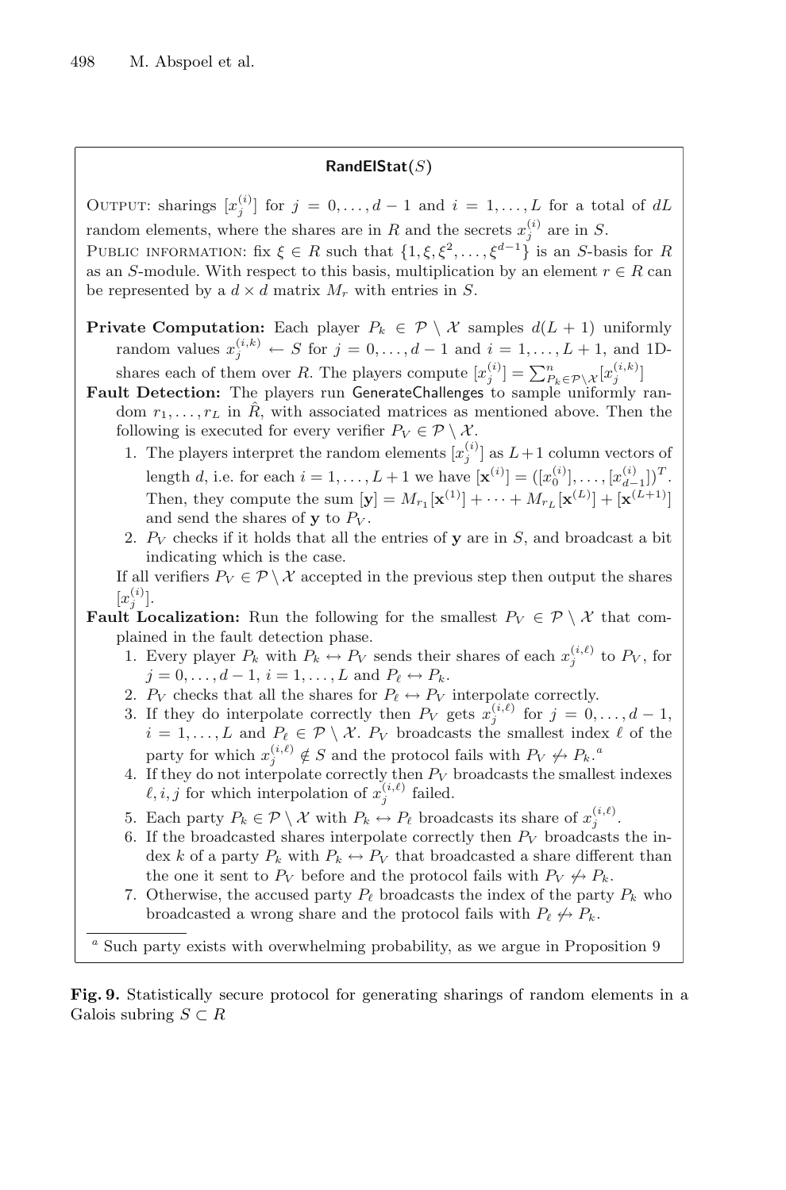**RandElStat**($S$)

Output: sharings $[x_j^{(i)}]$ for $j = 0, \ldots, d-1$ and $i = 1, \ldots, L$ for a total of $dL$ random elements, where the shares are in $R$ and the secrets $x_j^{(i)}$ are in $S$.
Public information: fix $\xi \in R$ such that $\{1, \xi, \xi^2, \ldots, \xi^{d-1}\}$ is an $S$-basis for $R$ as an $S$-module. With respect to this basis, multiplication by an element $r \in R$ can be represented by a $d \times d$ matrix $M_r$ with entries in $S$.

**Private Computation:** Each player $P_k \in \mathcal{P} \setminus \mathcal{X}$ samples $d(L+1)$ uniformly random values $x_j^{(i,k)} \leftarrow S$ for $j = 0, \ldots, d-1$ and $i = 1, \ldots, L+1$, and 1D-shares each of them over $R$. The players compute $[x_j^{(i)}] = \sum_{P_k \in \mathcal{P} \setminus \mathcal{X}}^{n} [x_j^{(i,k)}]$

**Fault Detection:** The players run GenerateChallenges to sample uniformly random $r_1, \ldots, r_L$ in $\hat{R}$, with associated matrices as mentioned above. Then the following is executed for every verifier $P_V \in \mathcal{P} \setminus \mathcal{X}$.

1. The players interpret the random elements $[x_j^{(i)}]$ as $L+1$ column vectors of length $d$, i.e. for each $i = 1, \ldots, L+1$ we have $[\mathbf{x}^{(i)}] = ([x_0^{(i)}], \ldots, [x_{d-1}^{(i)}])^T$. Then, they compute the sum $[\mathbf{y}] = M_{r_1}[\mathbf{x}^{(1)}] + \cdots + M_{r_L}[\mathbf{x}^{(L)}] + [\mathbf{x}^{(L+1)}]$ and send the shares of $\mathbf{y}$ to $P_V$.
2. $P_V$ checks if it holds that all the entries of $\mathbf{y}$ are in $S$, and broadcast a bit indicating which is the case.

If all verifiers $P_V \in \mathcal{P} \setminus \mathcal{X}$ accepted in the previous step then output the shares $[x_j^{(i)}]$.

**Fault Localization:** Run the following for the smallest $P_V \in \mathcal{P} \setminus \mathcal{X}$ that complained in the fault detection phase.

1. Every player $P_k$ with $P_k \leftrightarrow P_V$ sends their shares of each $x_j^{(i,\ell)}$ to $P_V$, for $j = 0, \ldots, d-1$, $i = 1, \ldots, L$ and $P_\ell \leftrightarrow P_k$.
2. $P_V$ checks that all the shares for $P_\ell \leftrightarrow P_V$ interpolate correctly.
3. If they do interpolate correctly then $P_V$ gets $x_j^{(i,\ell)}$ for $j = 0, \ldots, d-1$, $i = 1, \ldots, L$ and $P_\ell \in \mathcal{P} \setminus \mathcal{X}$. $P_V$ broadcasts the smallest index $\ell$ of the party for which $x_j^{(i,\ell)} \notin S$ and the protocol fails with $P_V \not\leftrightarrow P_k$.[a]
4. If they do not interpolate correctly then $P_V$ broadcasts the smallest indexes $\ell, i, j$ for which interpolation of $x_j^{(i,\ell)}$ failed.
5. Each party $P_k \in \mathcal{P} \setminus \mathcal{X}$ with $P_k \leftrightarrow P_\ell$ broadcasts its share of $x_j^{(i,\ell)}$.
6. If the broadcasted shares interpolate correctly then $P_V$ broadcasts the index $k$ of a party $P_k$ with $P_k \leftrightarrow P_V$ that broadcasted a share different than the one it sent to $P_V$ before and the protocol fails with $P_V \not\leftrightarrow P_k$.
7. Otherwise, the accused party $P_\ell$ broadcasts the index of the party $P_k$ who broadcasted a wrong share and the protocol fails with $P_\ell \not\leftrightarrow P_k$.

[a] Such party exists with overwhelming probability, as we argue in Proposition 9

**Fig. 9.** Statistically secure protocol for generating sharings of random elements in a Galois subring $S \subset R$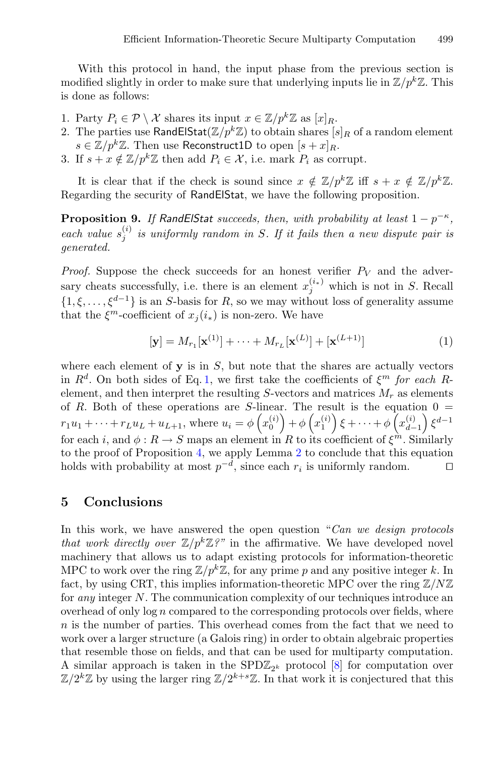With this protocol in hand, the input phase from the previous section is modified slightly in order to make sure that underlying inputs lie in $\mathbb{Z}/p^k\mathbb{Z}$. This is done as follows:

1. Party $P_i \in \mathcal{P} \setminus \mathcal{X}$ shares its input $x \in \mathbb{Z}/p^k\mathbb{Z}$ as $[x]_R$.
2. The parties use $\mathsf{RandElStat}(\mathbb{Z}/p^k\mathbb{Z})$ to obtain shares $[s]_R$ of a random element $s \in \mathbb{Z}/p^k\mathbb{Z}$. Then use $\mathsf{Reconstruct1D}$ to open $[s + x]_R$.
3. If $s + x \notin \mathbb{Z}/p^k\mathbb{Z}$ then add $P_i \in \mathcal{X}$, i.e. mark $P_i$ as corrupt.

It is clear that if the check is sound since $x \notin \mathbb{Z}/p^k\mathbb{Z}$ iff $s + x \notin \mathbb{Z}/p^k\mathbb{Z}$. Regarding the security of RandElStat, we have the following proposition.

**Proposition 9.** *If RandElStat succeeds, then, with probability at least $1 - p^{-\kappa}$, each value $s_j^{(i)}$ is uniformly random in $S$. If it fails then a new dispute pair is generated.*

*Proof.* Suppose the check succeeds for an honest verifier $P_V$ and the adversary cheats successfully, i.e. there is an element $x_j^{(i_*)}$ which is not in $S$. Recall $\{1, \xi, \dots, \xi^{d-1}\}$ is an $S$-basis for $R$, so we may without loss of generality assume that the $\xi^m$-coefficient of $x_j(i_*)$ is non-zero. We have

$$[\mathbf{y}] = M_{r_1}[\mathbf{x}^{(1)}] + \cdots + M_{r_L}[\mathbf{x}^{(L)}] + [\mathbf{x}^{(L+1)}] \tag{1}$$

where each element of $\mathbf{y}$ is in $S$, but note that the shares are actually vectors in $R^d$. On both sides of Eq. 1, we first take the coefficients of $\xi^m$ *for each* $R$-element, and then interpret the resulting $S$-vectors and matrices $M_r$ as elements of $R$. Both of these operations are $S$-linear. The result is the equation $0 = r_1 u_1 + \cdots + r_L u_L + u_{L+1}$, where $u_i = \phi\left(x_0^{(i)}\right) + \phi\left(x_1^{(i)}\right)\xi + \cdots + \phi\left(x_{d-1}^{(i)}\right)\xi^{d-1}$ for each $i$, and $\phi : R \to S$ maps an element in $R$ to its coefficient of $\xi^m$. Similarly to the proof of Proposition 4, we apply Lemma 2 to conclude that this equation holds with probability at most $p^{-d}$, since each $r_i$ is uniformly random. $\square$

## 5 Conclusions

In this work, we have answered the open question "*Can we design protocols that work directly over $\mathbb{Z}/p^k\mathbb{Z}$?*" in the affirmative. We have developed novel machinery that allows us to adapt existing protocols for information-theoretic MPC to work over the ring $\mathbb{Z}/p^k\mathbb{Z}$, for any prime $p$ and any positive integer $k$. In fact, by using CRT, this implies information-theoretic MPC over the ring $\mathbb{Z}/N\mathbb{Z}$ for *any* integer $N$. The communication complexity of our techniques introduce an overhead of only $\log n$ compared to the corresponding protocols over fields, where $n$ is the number of parties. This overhead comes from the fact that we need to work over a larger structure (a Galois ring) in order to obtain algebraic properties that resemble those on fields, and that can be used for multiparty computation. A similar approach is taken in the $\text{SPD}\mathbb{Z}_{2^k}$ protocol [8] for computation over $\mathbb{Z}/2^k\mathbb{Z}$ by using the larger ring $\mathbb{Z}/2^{k+s}\mathbb{Z}$. In that work it is conjectured that this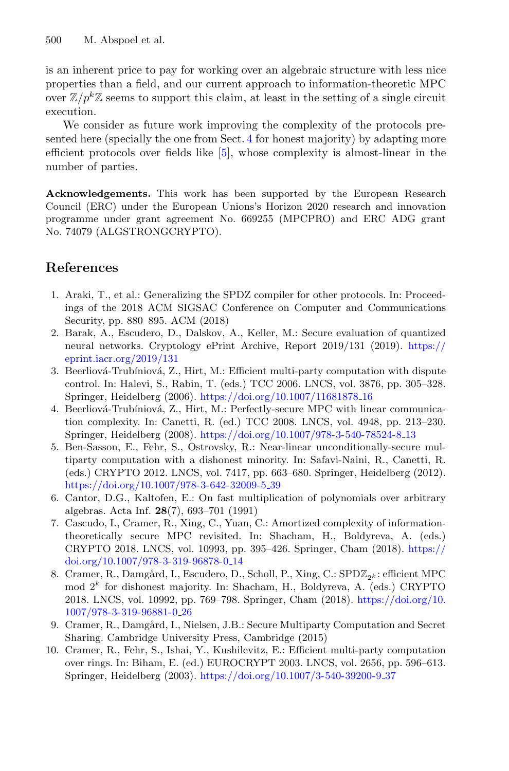is an inherent price to pay for working over an algebraic structure with less nice properties than a field, and our current approach to information-theoretic MPC over $\mathbb{Z}/p^k\mathbb{Z}$ seems to support this claim, at least in the setting of a single circuit execution.

We consider as future work improving the complexity of the protocols presented here (specially the one from Sect. 4 for honest majority) by adapting more efficient protocols over fields like [5], whose complexity is almost-linear in the number of parties.

**Acknowledgements.** This work has been supported by the European Research Council (ERC) under the European Unions's Horizon 2020 research and innovation programme under grant agreement No. 669255 (MPCPRO) and ERC ADG grant No. 74079 (ALGSTRONGCRYPTO).

## References

1. Araki, T., et al.: Generalizing the SPDZ compiler for other protocols. In: Proceedings of the 2018 ACM SIGSAC Conference on Computer and Communications Security, pp. 880–895. ACM (2018)
2. Barak, A., Escudero, D., Dalskov, A., Keller, M.: Secure evaluation of quantized neural networks. Cryptology ePrint Archive, Report 2019/131 (2019). https://eprint.iacr.org/2019/131
3. Beerliová-Trubíniová, Z., Hirt, M.: Efficient multi-party computation with dispute control. In: Halevi, S., Rabin, T. (eds.) TCC 2006. LNCS, vol. 3876, pp. 305–328. Springer, Heidelberg (2006). https://doi.org/10.1007/11681878_16
4. Beerliová-Trubíniová, Z., Hirt, M.: Perfectly-secure MPC with linear communication complexity. In: Canetti, R. (ed.) TCC 2008. LNCS, vol. 4948, pp. 213–230. Springer, Heidelberg (2008). https://doi.org/10.1007/978-3-540-78524-8_13
5. Ben-Sasson, E., Fehr, S., Ostrovsky, R.: Near-linear unconditionally-secure multiparty computation with a dishonest minority. In: Safavi-Naini, R., Canetti, R. (eds.) CRYPTO 2012. LNCS, vol. 7417, pp. 663–680. Springer, Heidelberg (2012). https://doi.org/10.1007/978-3-642-32009-5_39
6. Cantor, D.G., Kaltofen, E.: On fast multiplication of polynomials over arbitrary algebras. Acta Inf. **28**(7), 693–701 (1991)
7. Cascudo, I., Cramer, R., Xing, C., Yuan, C.: Amortized complexity of information-theoretically secure MPC revisited. In: Shacham, H., Boldyreva, A. (eds.) CRYPTO 2018. LNCS, vol. 10993, pp. 395–426. Springer, Cham (2018). https://doi.org/10.1007/978-3-319-96878-0_14
8. Cramer, R., Damgård, I., Escudero, D., Scholl, P., Xing, C.: SPD$\mathbb{Z}_{2^k}$: efficient MPC mod $2^k$ for dishonest majority. In: Shacham, H., Boldyreva, A. (eds.) CRYPTO 2018. LNCS, vol. 10992, pp. 769–798. Springer, Cham (2018). https://doi.org/10.1007/978-3-319-96881-0_26
9. Cramer, R., Damgård, I., Nielsen, J.B.: Secure Multiparty Computation and Secret Sharing. Cambridge University Press, Cambridge (2015)
10. Cramer, R., Fehr, S., Ishai, Y., Kushilevitz, E.: Efficient multi-party computation over rings. In: Biham, E. (ed.) EUROCRYPT 2003. LNCS, vol. 2656, pp. 596–613. Springer, Heidelberg (2003). https://doi.org/10.1007/3-540-39200-9_37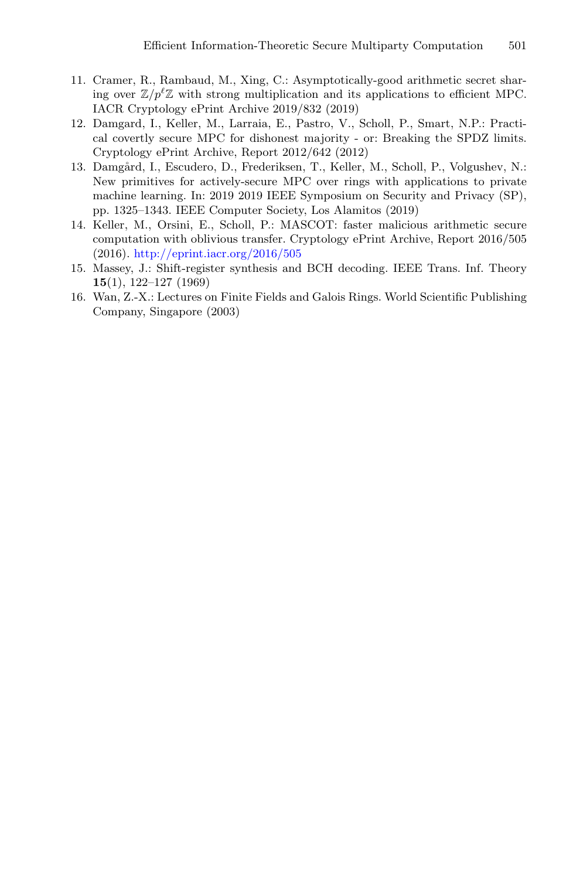11. Cramer, R., Rambaud, M., Xing, C.: Asymptotically-good arithmetic secret sharing over $\mathbb{Z}/p^\ell\mathbb{Z}$ with strong multiplication and its applications to efficient MPC. IACR Cryptology ePrint Archive 2019/832 (2019)
12. Damgard, I., Keller, M., Larraia, E., Pastro, V., Scholl, P., Smart, N.P.: Practical covertly secure MPC for dishonest majority - or: Breaking the SPDZ limits. Cryptology ePrint Archive, Report 2012/642 (2012)
13. Damgård, I., Escudero, D., Frederiksen, T., Keller, M., Scholl, P., Volgushev, N.: New primitives for actively-secure MPC over rings with applications to private machine learning. In: 2019 2019 IEEE Symposium on Security and Privacy (SP), pp. 1325–1343. IEEE Computer Society, Los Alamitos (2019)
14. Keller, M., Orsini, E., Scholl, P.: MASCOT: faster malicious arithmetic secure computation with oblivious transfer. Cryptology ePrint Archive, Report 2016/505 (2016). http://eprint.iacr.org/2016/505
15. Massey, J.: Shift-register synthesis and BCH decoding. IEEE Trans. Inf. Theory **15**(1), 122–127 (1969)
16. Wan, Z.-X.: Lectures on Finite Fields and Galois Rings. World Scientific Publishing Company, Singapore (2003)